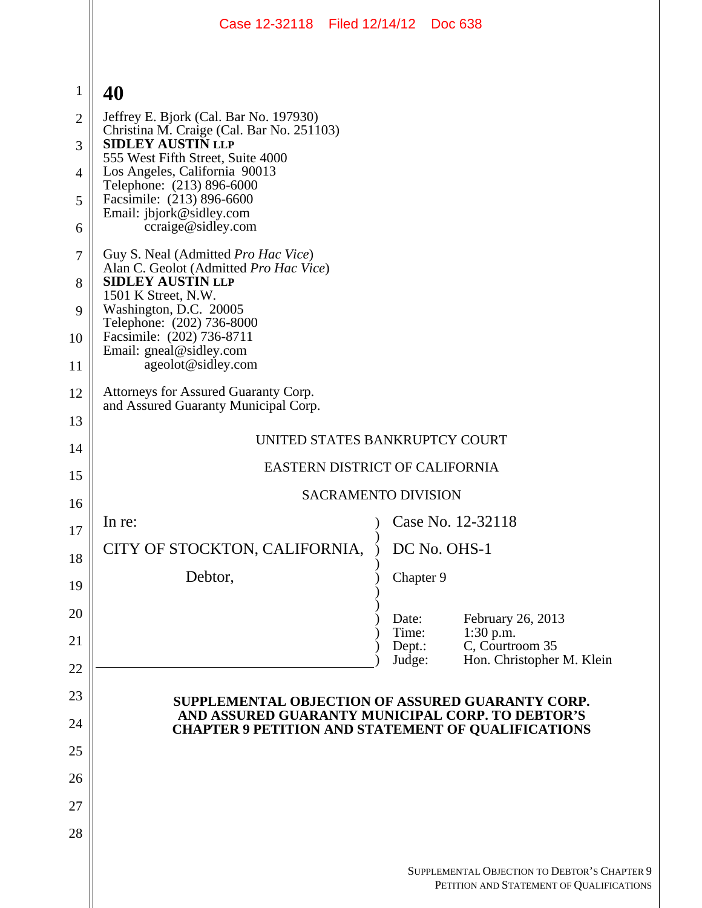Jeffrey E. Bjork (Cal. Bar No. 197930)
Christina M. Craige (Cal. Bar No. 251103)
**SIDLEY AUSTIN LLP**
555 West Fifth Street, Suite 4000
Los Angeles, California 90013
Telephone: (213) 896-6000
Facsimile: (213) 896-6600
Email: jbjork@sidley.com
ccraige@sidley.com

Guy S. Neal (Admitted *Pro Hac Vice*)
Alan C. Geolot (Admitted *Pro Hac Vice*)
**SIDLEY AUSTIN LLP**
1501 K Street, N.W.
Washington, D.C. 20005
Telephone: (202) 736-8000
Facsimile: (202) 736-8711
Email: gneal@sidley.com
ageolot@sidley.com

Attorneys for Assured Guaranty Corp.
and Assured Guaranty Municipal Corp.

UNITED STATES BANKRUPTCY COURT

EASTERN DISTRICT OF CALIFORNIA

SACRAMENTO DIVISION

| | |
|---|---|
| In re: | Case No. 12-32118 |
| CITY OF STOCKTON, CALIFORNIA, | DC No. OHS-1 |
| Debtor, | Chapter 9 |
| | Date: February 26, 2013 |
| | Time: 1:30 p.m. |
| | Dept.: C, Courtroom 35 |
| | Judge: Hon. Christopher M. Klein |

**SUPPLEMENTAL OBJECTION OF ASSURED GUARANTY CORP. AND ASSURED GUARANTY MUNICIPAL CORP. TO DEBTOR'S CHAPTER 9 PETITION AND STATEMENT OF QUALIFICATIONS**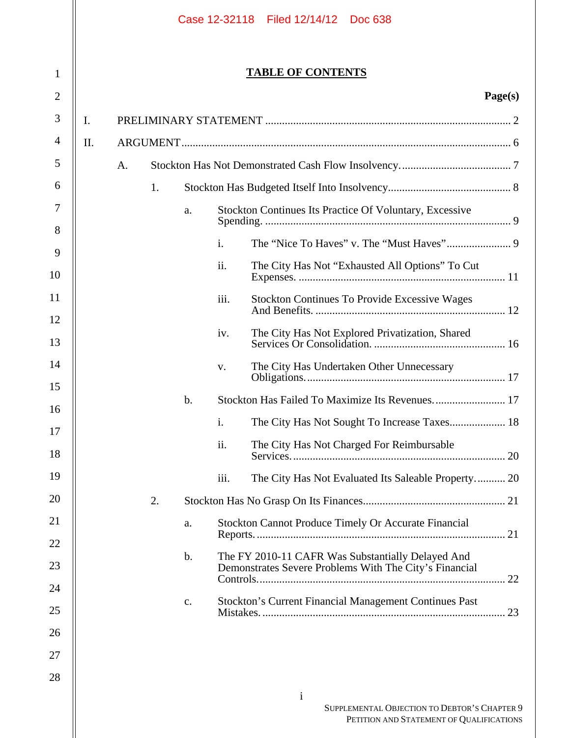## TABLE OF CONTENTS

**Page(s)**

I. PRELIMINARY STATEMENT ........................................................................................ 2

II. ARGUMENT ..................................................................................................................... 6

A. Stockton Has Not Demonstrated Cash Flow Insolvency. ........................................ 7

1. Stockton Has Budgeted Itself Into Insolvency ............................................ 8

a. Stockton Continues Its Practice Of Voluntary, Excessive Spending. ........................................................................................ 9

i. The "Nice To Haves" v. The "Must Haves" ....................... 9

ii. The City Has Not "Exhausted All Options" To Cut Expenses. .......................................................................... 11

iii. Stockton Continues To Provide Excessive Wages And Benefits. ................................................................... 12

iv. The City Has Not Explored Privatization, Shared Services Or Consolidation. ............................................... 16

v. The City Has Undertaken Other Unnecessary Obligations. ...................................................................... 17

b. Stockton Has Failed To Maximize Its Revenues. ......................... 17

i. The City Has Not Sought To Increase Taxes .................... 18

ii. The City Has Not Charged For Reimbursable Services. ........................................................................... 20

iii. The City Has Not Evaluated Its Saleable Property. ........... 20

2. Stockton Has No Grasp On Its Finances. .................................................. 21

a. Stockton Cannot Produce Timely Or Accurate Financial Reports. ......................................................................................... 21

b. The FY 2010-11 CAFR Was Substantially Delayed And Demonstrates Severe Problems With The City's Financial Controls. ........................................................................................ 22

c. Stockton's Current Financial Management Continues Past Mistakes. ....................................................................................... 23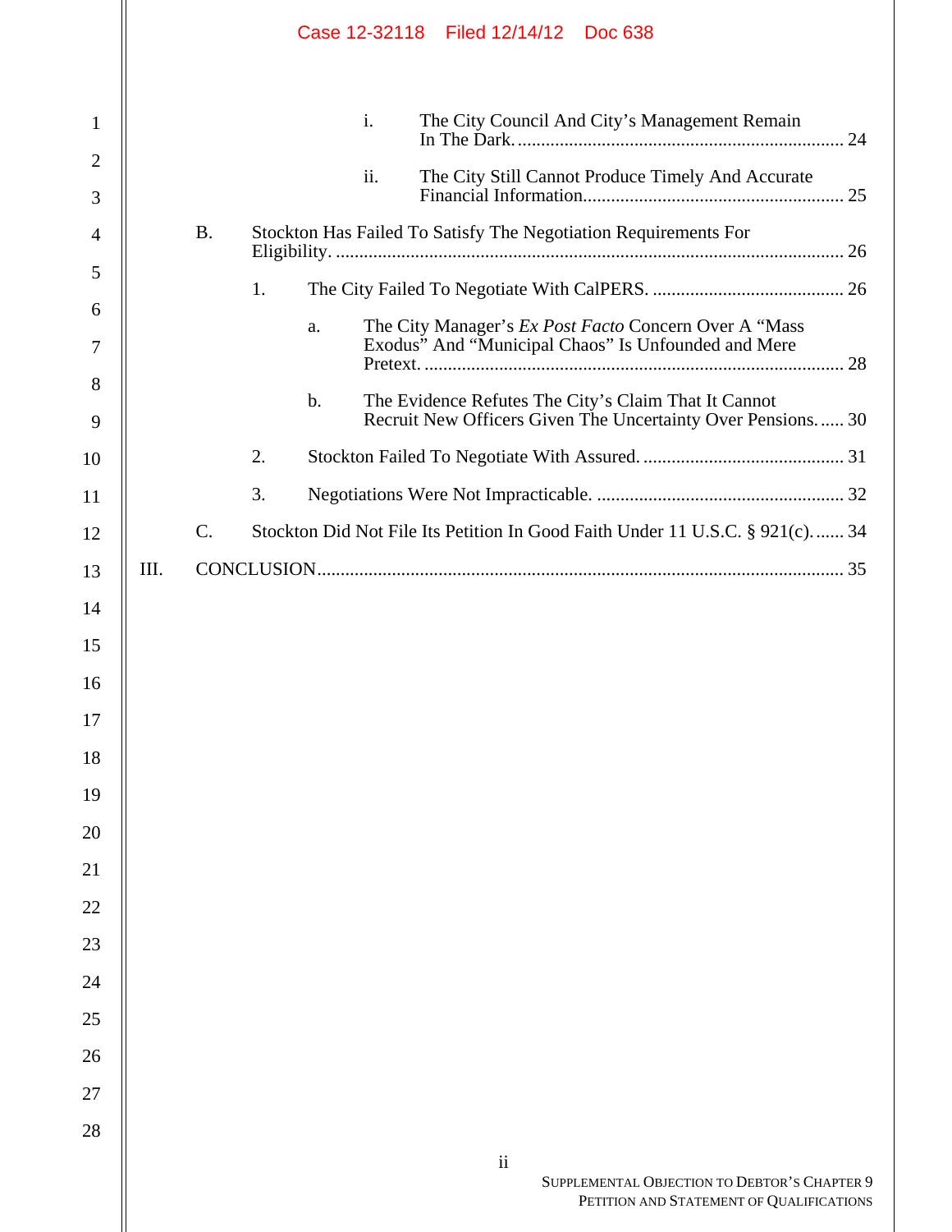i. The City Council And City's Management Remain In The Dark. ..... 24

ii. The City Still Cannot Produce Timely And Accurate Financial Information. ..... 25

B. Stockton Has Failed To Satisfy The Negotiation Requirements For Eligibility. ..... 26

1. The City Failed To Negotiate With CalPERS. ..... 26

a. The City Manager's *Ex Post Facto* Concern Over A "Mass Exodus" And "Municipal Chaos" Is Unfounded and Mere Pretext. ..... 28

b. The Evidence Refutes The City's Claim That It Cannot Recruit New Officers Given The Uncertainty Over Pensions. ..... 30

2. Stockton Failed To Negotiate With Assured. ..... 31

3. Negotiations Were Not Impracticable. ..... 32

C. Stockton Did Not File Its Petition In Good Faith Under 11 U.S.C. § 921(c). ..... 34

III. CONCLUSION ..... 35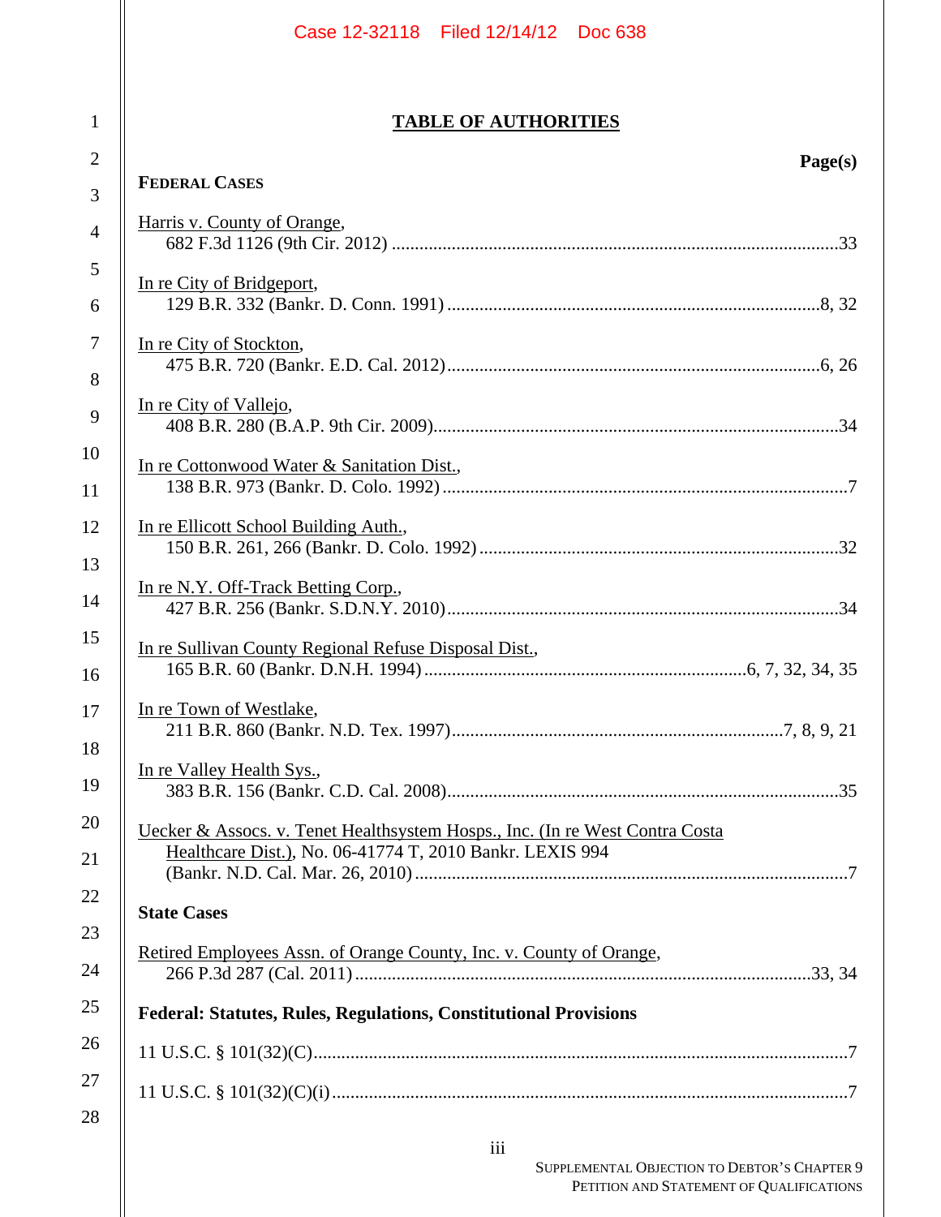# TABLE OF AUTHORITIES

**Page(s)**

**FEDERAL CASES**

Harris v. County of Orange,
682 F.3d 1126 (9th Cir. 2012) ....................................................33

In re City of Bridgeport,
129 B.R. 332 (Bankr. D. Conn. 1991) ....................................................8, 32

In re City of Stockton,
475 B.R. 720 (Bankr. E.D. Cal. 2012) ....................................................6, 26

In re City of Vallejo,
408 B.R. 280 (B.A.P. 9th Cir. 2009) ....................................................34

In re Cottonwood Water & Sanitation Dist.,
138 B.R. 973 (Bankr. D. Colo. 1992) ....................................................7

In re Ellicott School Building Auth.,
150 B.R. 261, 266 (Bankr. D. Colo. 1992) ....................................................32

In re N.Y. Off-Track Betting Corp.,
427 B.R. 256 (Bankr. S.D.N.Y. 2010) ....................................................34

In re Sullivan County Regional Refuse Disposal Dist.,
165 B.R. 60 (Bankr. D.N.H. 1994) ....................................................6, 7, 32, 34, 35

In re Town of Westlake,
211 B.R. 860 (Bankr. N.D. Tex. 1997) ....................................................7, 8, 9, 21

In re Valley Health Sys.,
383 B.R. 156 (Bankr. C.D. Cal. 2008) ....................................................35

Uecker & Assocs. v. Tenet Healthsystem Hosps., Inc. (In re West Contra Costa Healthcare Dist.), No. 06-41774 T, 2010 Bankr. LEXIS 994 (Bankr. N.D. Cal. Mar. 26, 2010) ....................................................7

**State Cases**

Retired Employees Assn. of Orange County, Inc. v. County of Orange,
266 P.3d 287 (Cal. 2011) ....................................................33, 34

**Federal: Statutes, Rules, Regulations, Constitutional Provisions**

11 U.S.C. § 101(32)(C) ....................................................7

11 U.S.C. § 101(32)(C)(i) ....................................................7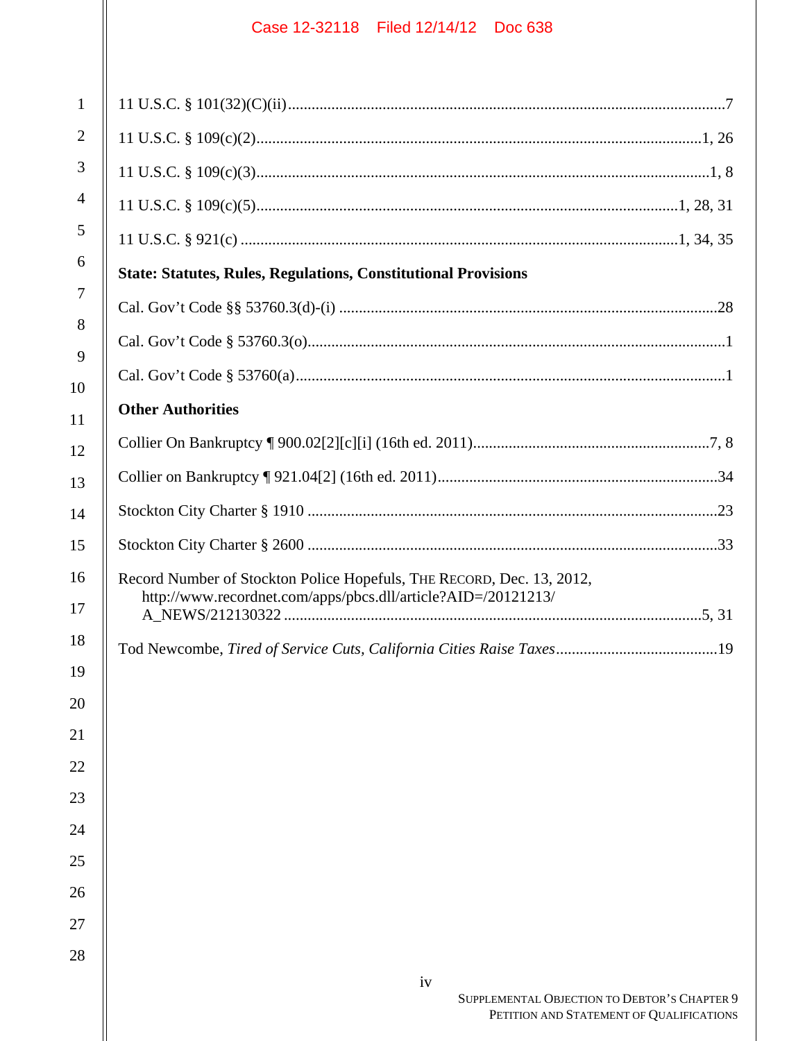11 U.S.C. § 101(32)(C)(ii) .......... 7

11 U.S.C. § 109(c)(2) .......... 1, 26

11 U.S.C. § 109(c)(3) .......... 1, 8

11 U.S.C. § 109(c)(5) .......... 1, 28, 31

11 U.S.C. § 921(c) .......... 1, 34, 35

**State: Statutes, Rules, Regulations, Constitutional Provisions**

Cal. Gov't Code §§ 53760.3(d)-(i) .......... 28

Cal. Gov't Code § 53760.3(o) .......... 1

Cal. Gov't Code § 53760(a) .......... 1

**Other Authorities**

Collier On Bankruptcy ¶ 900.02[2][c][i] (16th ed. 2011) .......... 7, 8

Collier on Bankruptcy ¶ 921.04[2] (16th ed. 2011) .......... 34

Stockton City Charter § 1910 .......... 23

Stockton City Charter § 2600 .......... 33

Record Number of Stockton Police Hopefuls, THE RECORD, Dec. 13, 2012, http://www.recordnet.com/apps/pbcs.dll/article?AID=/20121213/A_NEWS/212130322 .......... 5, 31

Tod Newcombe, *Tired of Service Cuts, California Cities Raise Taxes* .......... 19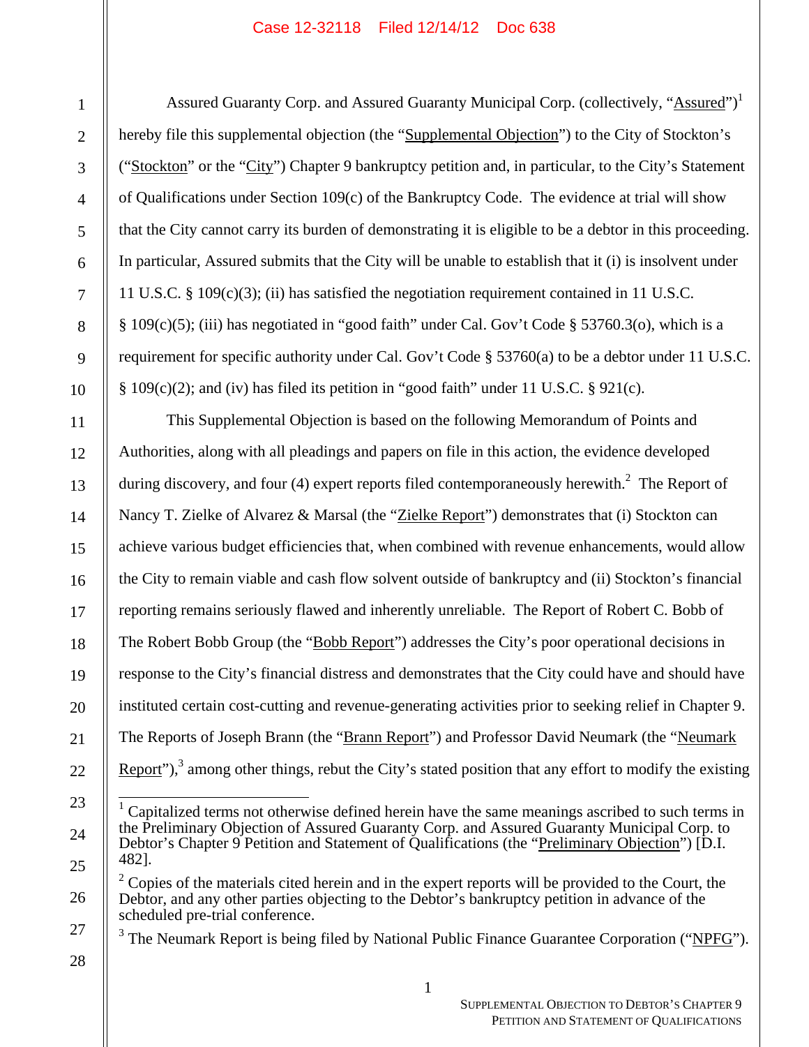Assured Guaranty Corp. and Assured Guaranty Municipal Corp. (collectively, "Assured")[1] hereby file this supplemental objection (the "Supplemental Objection") to the City of Stockton's ("Stockton" or the "City") Chapter 9 bankruptcy petition and, in particular, to the City's Statement of Qualifications under Section 109(c) of the Bankruptcy Code. The evidence at trial will show that the City cannot carry its burden of demonstrating it is eligible to be a debtor in this proceeding. In particular, Assured submits that the City will be unable to establish that it (i) is insolvent under 11 U.S.C. § 109(c)(3); (ii) has satisfied the negotiation requirement contained in 11 U.S.C. § 109(c)(5); (iii) has negotiated in "good faith" under Cal. Gov't Code § 53760.3(o), which is a requirement for specific authority under Cal. Gov't Code § 53760(a) to be a debtor under 11 U.S.C. § 109(c)(2); and (iv) has filed its petition in "good faith" under 11 U.S.C. § 921(c).

This Supplemental Objection is based on the following Memorandum of Points and Authorities, along with all pleadings and papers on file in this action, the evidence developed during discovery, and four (4) expert reports filed contemporaneously herewith.[2] The Report of Nancy T. Zielke of Alvarez & Marsal (the "Zielke Report") demonstrates that (i) Stockton can achieve various budget efficiencies that, when combined with revenue enhancements, would allow the City to remain viable and cash flow solvent outside of bankruptcy and (ii) Stockton's financial reporting remains seriously flawed and inherently unreliable. The Report of Robert C. Bobb of The Robert Bobb Group (the "Bobb Report") addresses the City's poor operational decisions in response to the City's financial distress and demonstrates that the City could have and should have instituted certain cost-cutting and revenue-generating activities prior to seeking relief in Chapter 9. The Reports of Joseph Brann (the "Brann Report") and Professor David Neumark (the "Neumark Report"),[3] among other things, rebut the City's stated position that any effort to modify the existing

---

[1] Capitalized terms not otherwise defined herein have the same meanings ascribed to such terms in the Preliminary Objection of Assured Guaranty Corp. and Assured Guaranty Municipal Corp. to Debtor's Chapter 9 Petition and Statement of Qualifications (the "Preliminary Objection") [D.I. 482].

[2] Copies of the materials cited herein and in the expert reports will be provided to the Court, the Debtor, and any other parties objecting to the Debtor's bankruptcy petition in advance of the scheduled pre-trial conference.

[3] The Neumark Report is being filed by National Public Finance Guarantee Corporation ("NPFG").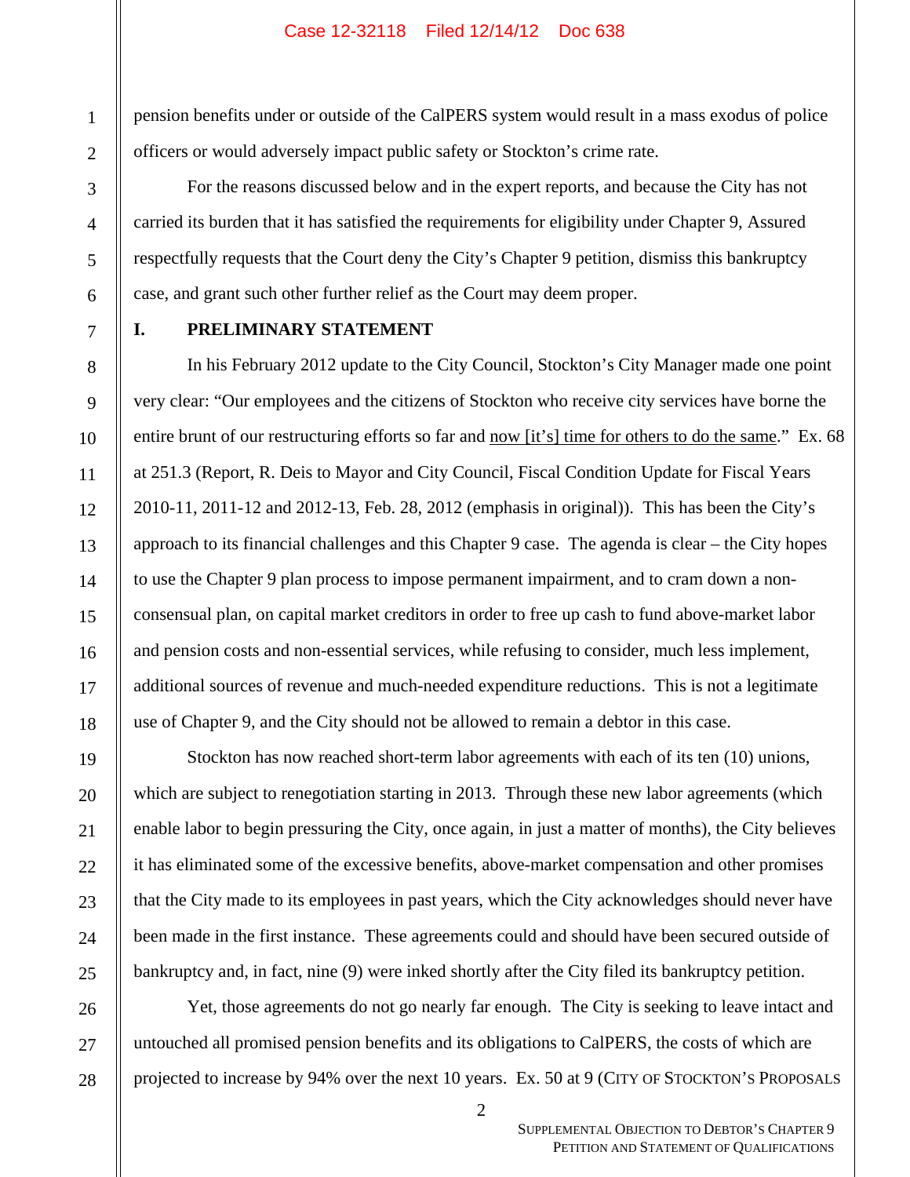pension benefits under or outside of the CalPERS system would result in a mass exodus of police officers or would adversely impact public safety or Stockton's crime rate.

For the reasons discussed below and in the expert reports, and because the City has not carried its burden that it has satisfied the requirements for eligibility under Chapter 9, Assured respectfully requests that the Court deny the City's Chapter 9 petition, dismiss this bankruptcy case, and grant such other further relief as the Court may deem proper.

## I. PRELIMINARY STATEMENT

In his February 2012 update to the City Council, Stockton's City Manager made one point very clear: "Our employees and the citizens of Stockton who receive city services have borne the entire brunt of our restructuring efforts so far and <u>now [it's] time for others to do the same</u>." Ex. 68 at 251.3 (Report, R. Deis to Mayor and City Council, Fiscal Condition Update for Fiscal Years 2010-11, 2011-12 and 2012-13, Feb. 28, 2012 (emphasis in original)). This has been the City's approach to its financial challenges and this Chapter 9 case. The agenda is clear – the City hopes to use the Chapter 9 plan process to impose permanent impairment, and to cram down a non-consensual plan, on capital market creditors in order to free up cash to fund above-market labor and pension costs and non-essential services, while refusing to consider, much less implement, additional sources of revenue and much-needed expenditure reductions. This is not a legitimate use of Chapter 9, and the City should not be allowed to remain a debtor in this case.

Stockton has now reached short-term labor agreements with each of its ten (10) unions, which are subject to renegotiation starting in 2013. Through these new labor agreements (which enable labor to begin pressuring the City, once again, in just a matter of months), the City believes it has eliminated some of the excessive benefits, above-market compensation and other promises that the City made to its employees in past years, which the City acknowledges should never have been made in the first instance. These agreements could and should have been secured outside of bankruptcy and, in fact, nine (9) were inked shortly after the City filed its bankruptcy petition.

Yet, those agreements do not go nearly far enough. The City is seeking to leave intact and untouched all promised pension benefits and its obligations to CalPERS, the costs of which are projected to increase by 94% over the next 10 years. Ex. 50 at 9 (CITY OF STOCKTON'S PROPOSALS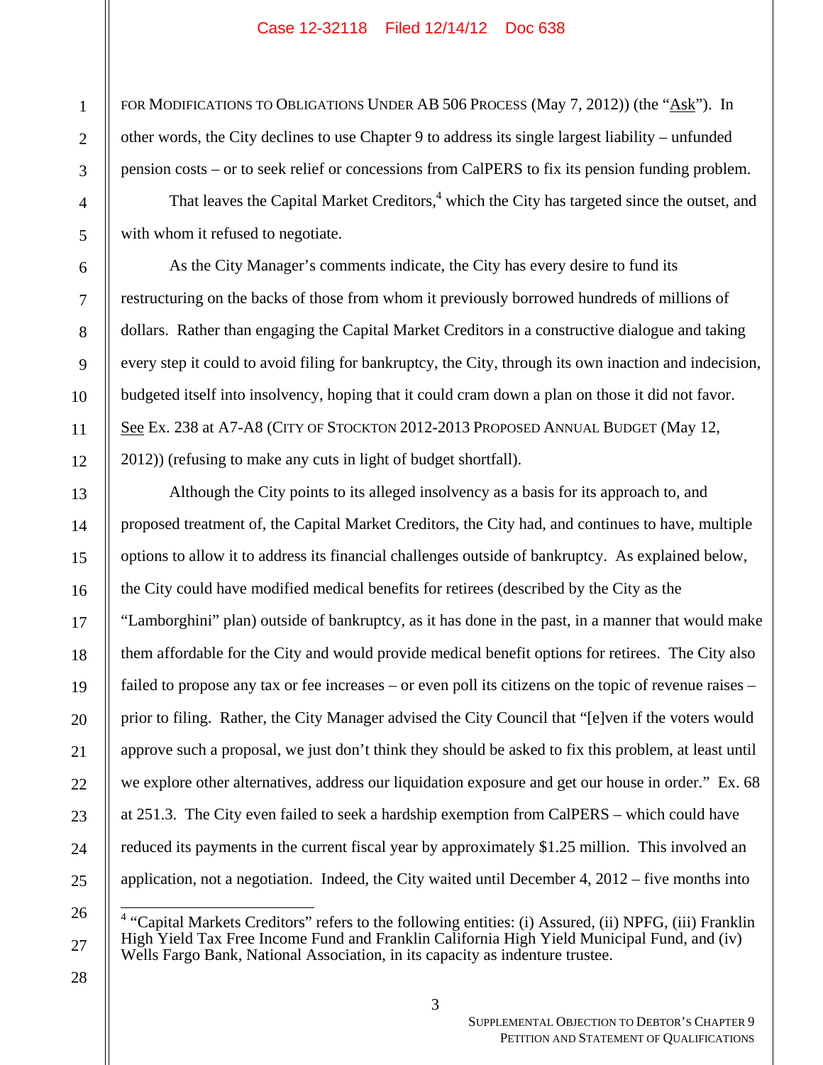FOR MODIFICATIONS TO OBLIGATIONS UNDER AB 506 PROCESS (May 7, 2012)) (the "Ask"). In other words, the City declines to use Chapter 9 to address its single largest liability – unfunded pension costs – or to seek relief or concessions from CalPERS to fix its pension funding problem.

That leaves the Capital Market Creditors,[4] which the City has targeted since the outset, and with whom it refused to negotiate.

As the City Manager's comments indicate, the City has every desire to fund its restructuring on the backs of those from whom it previously borrowed hundreds of millions of dollars. Rather than engaging the Capital Market Creditors in a constructive dialogue and taking every step it could to avoid filing for bankruptcy, the City, through its own inaction and indecision, budgeted itself into insolvency, hoping that it could cram down a plan on those it did not favor. See Ex. 238 at A7-A8 (CITY OF STOCKTON 2012-2013 PROPOSED ANNUAL BUDGET (May 12, 2012)) (refusing to make any cuts in light of budget shortfall).

Although the City points to its alleged insolvency as a basis for its approach to, and proposed treatment of, the Capital Market Creditors, the City had, and continues to have, multiple options to allow it to address its financial challenges outside of bankruptcy. As explained below, the City could have modified medical benefits for retirees (described by the City as the "Lamborghini" plan) outside of bankruptcy, as it has done in the past, in a manner that would make them affordable for the City and would provide medical benefit options for retirees. The City also failed to propose any tax or fee increases – or even poll its citizens on the topic of revenue raises – prior to filing. Rather, the City Manager advised the City Council that "[e]ven if the voters would approve such a proposal, we just don't think they should be asked to fix this problem, at least until we explore other alternatives, address our liquidation exposure and get our house in order." Ex. 68 at 251.3. The City even failed to seek a hardship exemption from CalPERS – which could have reduced its payments in the current fiscal year by approximately $1.25 million. This involved an application, not a negotiation. Indeed, the City waited until December 4, 2012 – five months into

---

[4] "Capital Markets Creditors" refers to the following entities: (i) Assured, (ii) NPFG, (iii) Franklin High Yield Tax Free Income Fund and Franklin California High Yield Municipal Fund, and (iv) Wells Fargo Bank, National Association, in its capacity as indenture trustee.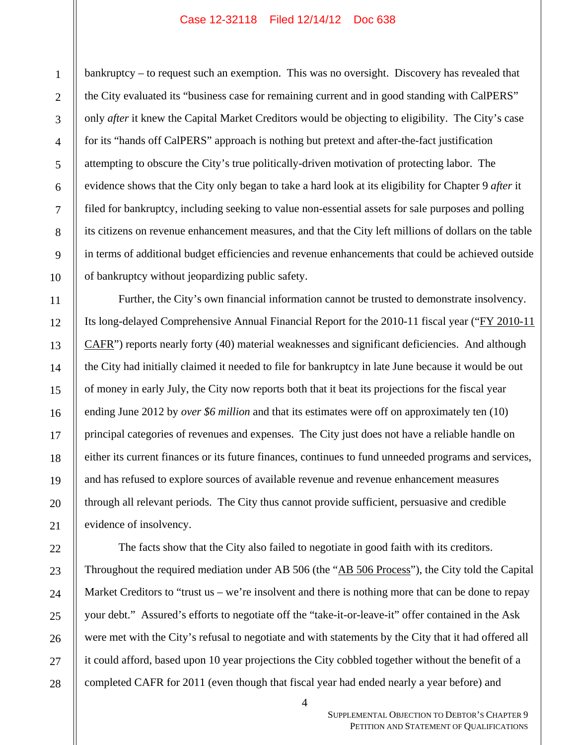bankruptcy – to request such an exemption. This was no oversight. Discovery has revealed that the City evaluated its "business case for remaining current and in good standing with CalPERS" only *after* it knew the Capital Market Creditors would be objecting to eligibility. The City's case for its "hands off CalPERS" approach is nothing but pretext and after-the-fact justification attempting to obscure the City's true politically-driven motivation of protecting labor. The evidence shows that the City only began to take a hard look at its eligibility for Chapter 9 *after* it filed for bankruptcy, including seeking to value non-essential assets for sale purposes and polling its citizens on revenue enhancement measures, and that the City left millions of dollars on the table in terms of additional budget efficiencies and revenue enhancements that could be achieved outside of bankruptcy without jeopardizing public safety.

Further, the City's own financial information cannot be trusted to demonstrate insolvency. Its long-delayed Comprehensive Annual Financial Report for the 2010-11 fiscal year ("FY 2010-11 CAFR") reports nearly forty (40) material weaknesses and significant deficiencies. And although the City had initially claimed it needed to file for bankruptcy in late June because it would be out of money in early July, the City now reports both that it beat its projections for the fiscal year ending June 2012 by *over $6 million* and that its estimates were off on approximately ten (10) principal categories of revenues and expenses. The City just does not have a reliable handle on either its current finances or its future finances, continues to fund unneeded programs and services, and has refused to explore sources of available revenue and revenue enhancement measures through all relevant periods. The City thus cannot provide sufficient, persuasive and credible evidence of insolvency.

The facts show that the City also failed to negotiate in good faith with its creditors. Throughout the required mediation under AB 506 (the "AB 506 Process"), the City told the Capital Market Creditors to "trust us – we're insolvent and there is nothing more that can be done to repay your debt." Assured's efforts to negotiate off the "take-it-or-leave-it" offer contained in the Ask were met with the City's refusal to negotiate and with statements by the City that it had offered all it could afford, based upon 10 year projections the City cobbled together without the benefit of a completed CAFR for 2011 (even though that fiscal year had ended nearly a year before) and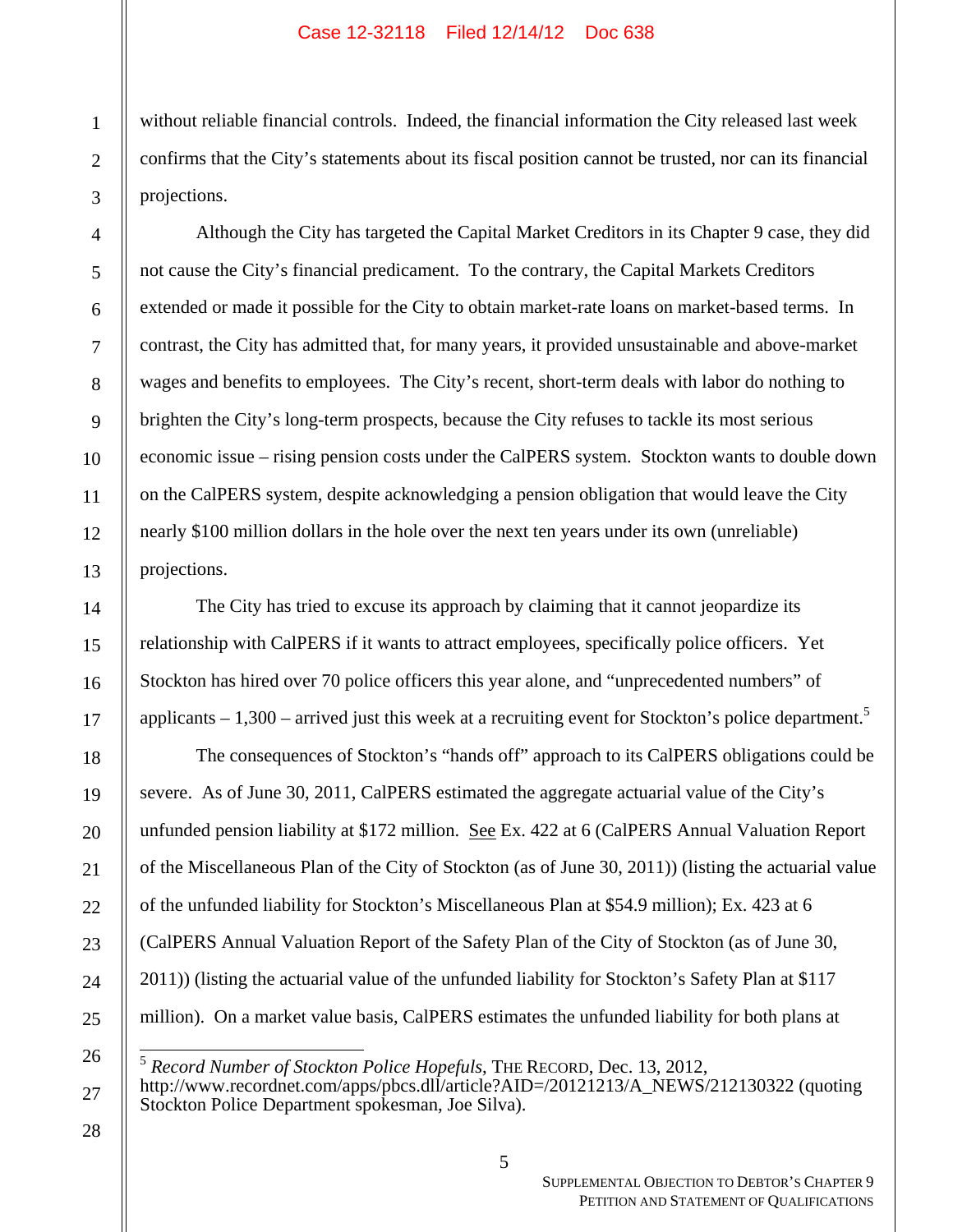without reliable financial controls. Indeed, the financial information the City released last week confirms that the City's statements about its fiscal position cannot be trusted, nor can its financial projections.

Although the City has targeted the Capital Market Creditors in its Chapter 9 case, they did not cause the City's financial predicament. To the contrary, the Capital Markets Creditors extended or made it possible for the City to obtain market-rate loans on market-based terms. In contrast, the City has admitted that, for many years, it provided unsustainable and above-market wages and benefits to employees. The City's recent, short-term deals with labor do nothing to brighten the City's long-term prospects, because the City refuses to tackle its most serious economic issue – rising pension costs under the CalPERS system. Stockton wants to double down on the CalPERS system, despite acknowledging a pension obligation that would leave the City nearly $100 million dollars in the hole over the next ten years under its own (unreliable) projections.

The City has tried to excuse its approach by claiming that it cannot jeopardize its relationship with CalPERS if it wants to attract employees, specifically police officers. Yet Stockton has hired over 70 police officers this year alone, and "unprecedented numbers" of applicants – 1,300 – arrived just this week at a recruiting event for Stockton's police department.[5]

The consequences of Stockton's "hands off" approach to its CalPERS obligations could be severe. As of June 30, 2011, CalPERS estimated the aggregate actuarial value of the City's unfunded pension liability at $172 million. See Ex. 422 at 6 (CalPERS Annual Valuation Report of the Miscellaneous Plan of the City of Stockton (as of June 30, 2011)) (listing the actuarial value of the unfunded liability for Stockton's Miscellaneous Plan at $54.9 million); Ex. 423 at 6 (CalPERS Annual Valuation Report of the Safety Plan of the City of Stockton (as of June 30, 2011)) (listing the actuarial value of the unfunded liability for Stockton's Safety Plan at $117 million). On a market value basis, CalPERS estimates the unfunded liability for both plans at

---

[5] *Record Number of Stockton Police Hopefuls*, THE RECORD, Dec. 13, 2012, http://www.recordnet.com/apps/pbcs.dll/article?AID=/20121213/A_NEWS/212130322 (quoting Stockton Police Department spokesman, Joe Silva).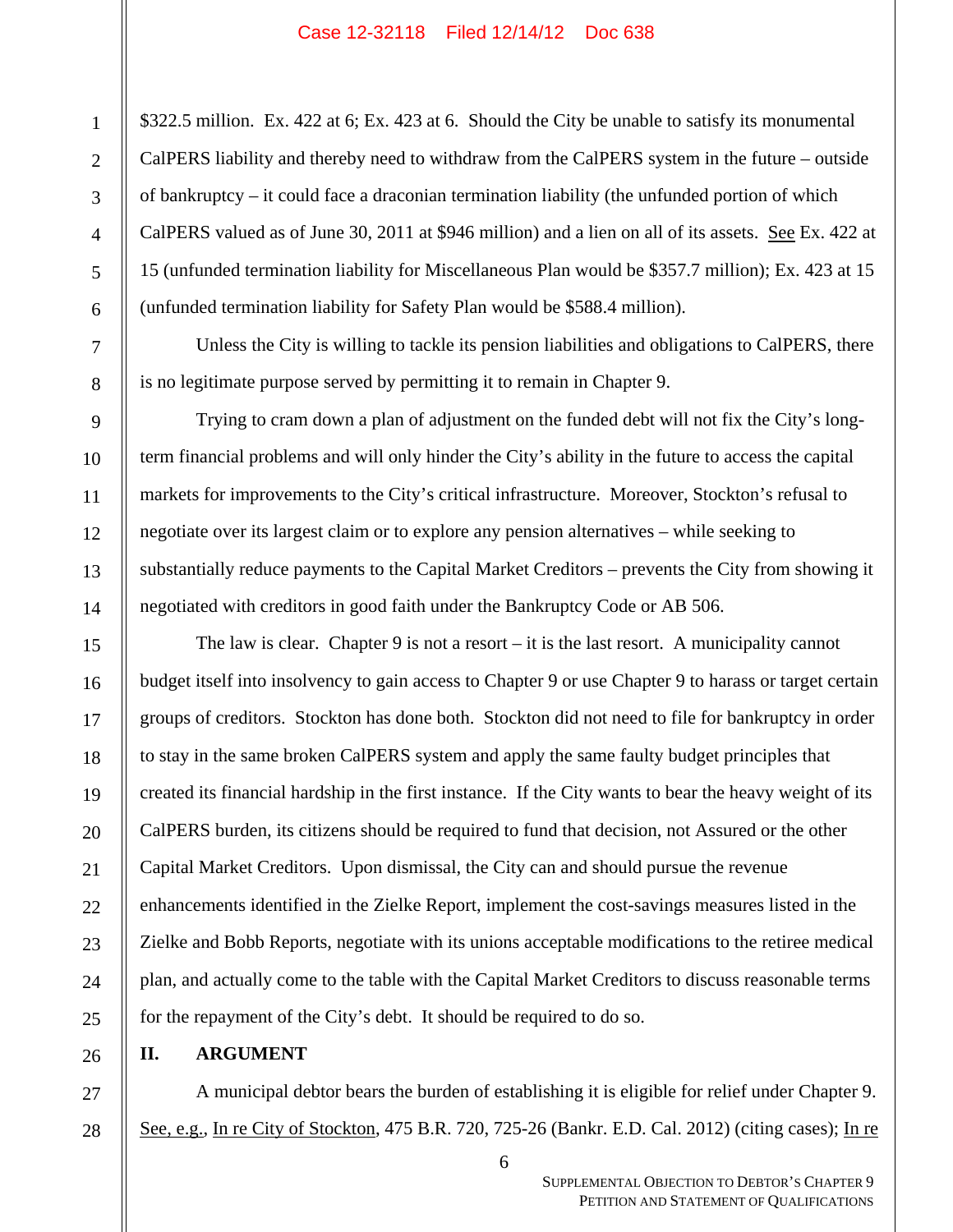$322.5 million. Ex. 422 at 6; Ex. 423 at 6. Should the City be unable to satisfy its monumental CalPERS liability and thereby need to withdraw from the CalPERS system in the future – outside of bankruptcy – it could face a draconian termination liability (the unfunded portion of which CalPERS valued as of June 30, 2011 at $946 million) and a lien on all of its assets. See Ex. 422 at 15 (unfunded termination liability for Miscellaneous Plan would be $357.7 million); Ex. 423 at 15 (unfunded termination liability for Safety Plan would be $588.4 million).

Unless the City is willing to tackle its pension liabilities and obligations to CalPERS, there is no legitimate purpose served by permitting it to remain in Chapter 9.

Trying to cram down a plan of adjustment on the funded debt will not fix the City's long-term financial problems and will only hinder the City's ability in the future to access the capital markets for improvements to the City's critical infrastructure. Moreover, Stockton's refusal to negotiate over its largest claim or to explore any pension alternatives – while seeking to substantially reduce payments to the Capital Market Creditors – prevents the City from showing it negotiated with creditors in good faith under the Bankruptcy Code or AB 506.

The law is clear. Chapter 9 is not a resort – it is the last resort. A municipality cannot budget itself into insolvency to gain access to Chapter 9 or use Chapter 9 to harass or target certain groups of creditors. Stockton has done both. Stockton did not need to file for bankruptcy in order to stay in the same broken CalPERS system and apply the same faulty budget principles that created its financial hardship in the first instance. If the City wants to bear the heavy weight of its CalPERS burden, its citizens should be required to fund that decision, not Assured or the other Capital Market Creditors. Upon dismissal, the City can and should pursue the revenue enhancements identified in the Zielke Report, implement the cost-savings measures listed in the Zielke and Bobb Reports, negotiate with its unions acceptable modifications to the retiree medical plan, and actually come to the table with the Capital Market Creditors to discuss reasonable terms for the repayment of the City's debt. It should be required to do so.

## II. ARGUMENT

A municipal debtor bears the burden of establishing it is eligible for relief under Chapter 9. See, e.g., In re City of Stockton, 475 B.R. 720, 725-26 (Bankr. E.D. Cal. 2012) (citing cases); In re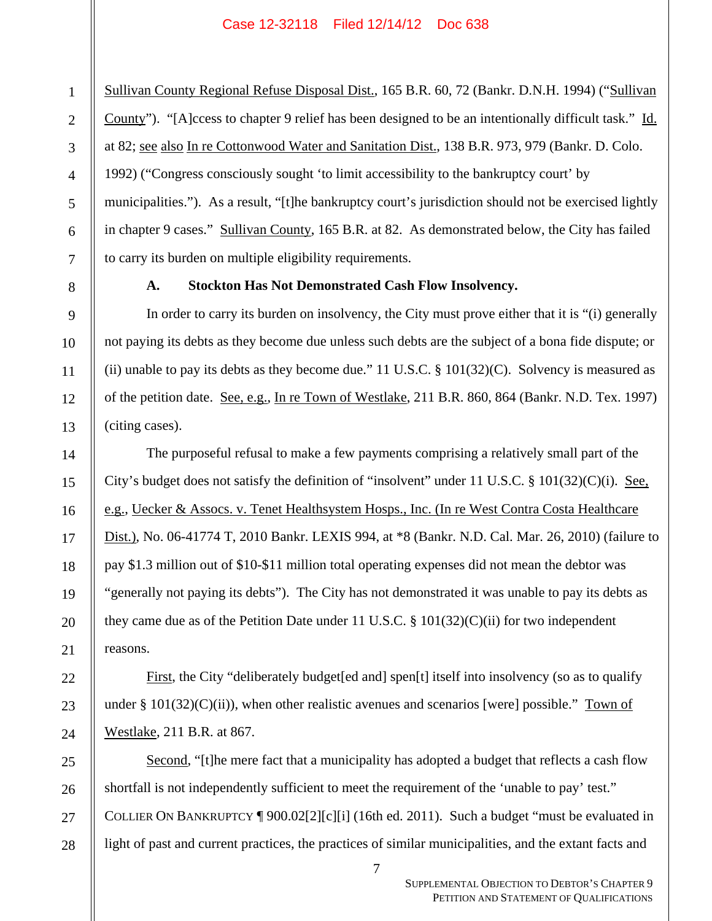Sullivan County Regional Refuse Disposal Dist., 165 B.R. 60, 72 (Bankr. D.N.H. 1994) ("Sullivan County"). "[A]ccess to chapter 9 relief has been designed to be an intentionally difficult task." Id. at 82; see also In re Cottonwood Water and Sanitation Dist., 138 B.R. 973, 979 (Bankr. D. Colo. 1992) ("Congress consciously sought 'to limit accessibility to the bankruptcy court' by municipalities."). As a result, "[t]he bankruptcy court's jurisdiction should not be exercised lightly in chapter 9 cases." Sullivan County, 165 B.R. at 82. As demonstrated below, the City has failed to carry its burden on multiple eligibility requirements.

**A. Stockton Has Not Demonstrated Cash Flow Insolvency.**

In order to carry its burden on insolvency, the City must prove either that it is "(i) generally not paying its debts as they become due unless such debts are the subject of a bona fide dispute; or (ii) unable to pay its debts as they become due." 11 U.S.C. § 101(32)(C). Solvency is measured as of the petition date. See, e.g., In re Town of Westlake, 211 B.R. 860, 864 (Bankr. N.D. Tex. 1997) (citing cases).

The purposeful refusal to make a few payments comprising a relatively small part of the City's budget does not satisfy the definition of "insolvent" under 11 U.S.C. § 101(32)(C)(i). See, e.g., Uecker & Assocs. v. Tenet Healthsystem Hosps., Inc. (In re West Contra Costa Healthcare Dist.), No. 06-41774 T, 2010 Bankr. LEXIS 994, at *8 (Bankr. N.D. Cal. Mar. 26, 2010) (failure to pay $1.3 million out of $10-$11 million total operating expenses did not mean the debtor was "generally not paying its debts"). The City has not demonstrated it was unable to pay its debts as they came due as of the Petition Date under 11 U.S.C. § 101(32)(C)(ii) for two independent reasons.

First, the City "deliberately budget[ed and] spen[t] itself into insolvency (so as to qualify under § 101(32)(C)(ii)), when other realistic avenues and scenarios [were] possible." Town of Westlake, 211 B.R. at 867.

Second, "[t]he mere fact that a municipality has adopted a budget that reflects a cash flow shortfall is not independently sufficient to meet the requirement of the 'unable to pay' test." COLLIER ON BANKRUPTCY ¶ 900.02[2][c][i] (16th ed. 2011). Such a budget "must be evaluated in light of past and current practices, the practices of similar municipalities, and the extant facts and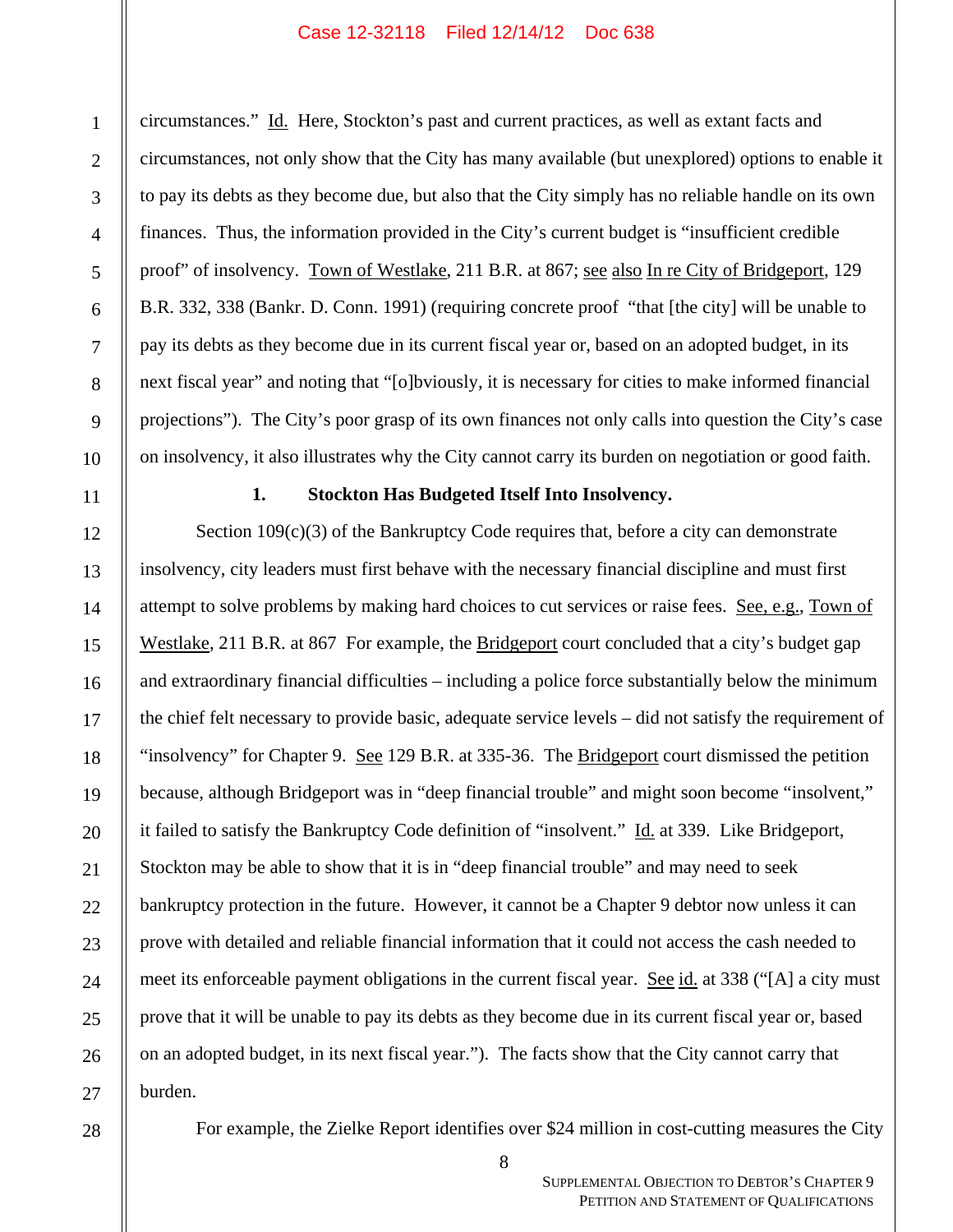circumstances." Id. Here, Stockton's past and current practices, as well as extant facts and circumstances, not only show that the City has many available (but unexplored) options to enable it to pay its debts as they become due, but also that the City simply has no reliable handle on its own finances. Thus, the information provided in the City's current budget is "insufficient credible proof" of insolvency. Town of Westlake, 211 B.R. at 867; see also In re City of Bridgeport, 129 B.R. 332, 338 (Bankr. D. Conn. 1991) (requiring concrete proof "that [the city] will be unable to pay its debts as they become due in its current fiscal year or, based on an adopted budget, in its next fiscal year" and noting that "[o]bviously, it is necessary for cities to make informed financial projections"). The City's poor grasp of its own finances not only calls into question the City's case on insolvency, it also illustrates why the City cannot carry its burden on negotiation or good faith.

### 1. Stockton Has Budgeted Itself Into Insolvency.

Section 109(c)(3) of the Bankruptcy Code requires that, before a city can demonstrate insolvency, city leaders must first behave with the necessary financial discipline and must first attempt to solve problems by making hard choices to cut services or raise fees. See, e.g., Town of Westlake, 211 B.R. at 867 For example, the Bridgeport court concluded that a city's budget gap and extraordinary financial difficulties – including a police force substantially below the minimum the chief felt necessary to provide basic, adequate service levels – did not satisfy the requirement of "insolvency" for Chapter 9. See 129 B.R. at 335-36. The Bridgeport court dismissed the petition because, although Bridgeport was in "deep financial trouble" and might soon become "insolvent," it failed to satisfy the Bankruptcy Code definition of "insolvent." Id. at 339. Like Bridgeport, Stockton may be able to show that it is in "deep financial trouble" and may need to seek bankruptcy protection in the future. However, it cannot be a Chapter 9 debtor now unless it can prove with detailed and reliable financial information that it could not access the cash needed to meet its enforceable payment obligations in the current fiscal year. See id. at 338 ("[A] city must prove that it will be unable to pay its debts as they become due in its current fiscal year or, based on an adopted budget, in its next fiscal year."). The facts show that the City cannot carry that burden.

For example, the Zielke Report identifies over $24 million in cost-cutting measures the City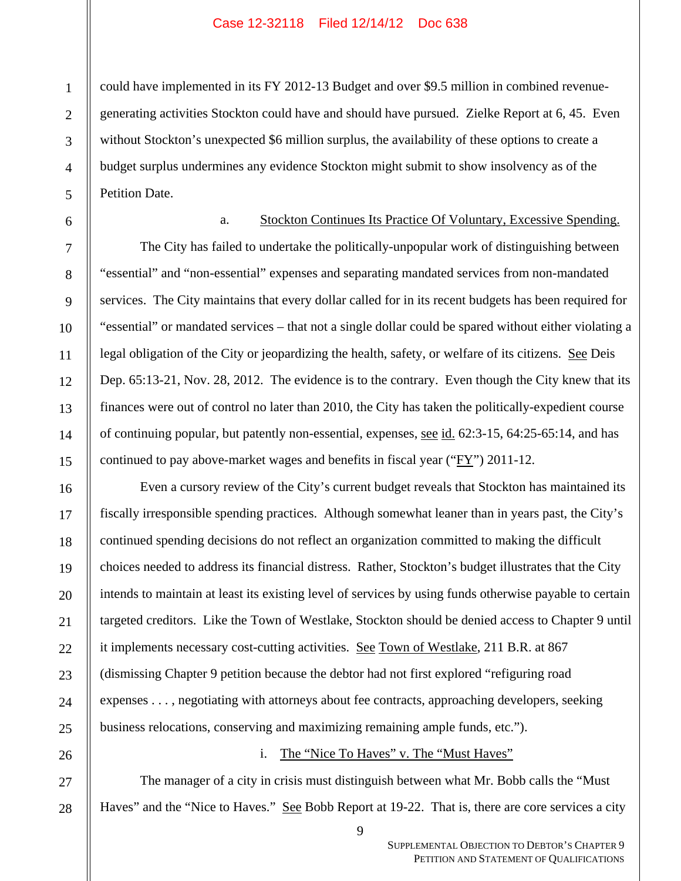could have implemented in its FY 2012-13 Budget and over $9.5 million in combined revenue-generating activities Stockton could have and should have pursued. Zielke Report at 6, 45. Even without Stockton's unexpected $6 million surplus, the availability of these options to create a budget surplus undermines any evidence Stockton might submit to show insolvency as of the Petition Date.

a. Stockton Continues Its Practice Of Voluntary, Excessive Spending.

The City has failed to undertake the politically-unpopular work of distinguishing between "essential" and "non-essential" expenses and separating mandated services from non-mandated services. The City maintains that every dollar called for in its recent budgets has been required for "essential" or mandated services – that not a single dollar could be spared without either violating a legal obligation of the City or jeopardizing the health, safety, or welfare of its citizens. See Deis Dep. 65:13-21, Nov. 28, 2012. The evidence is to the contrary. Even though the City knew that its finances were out of control no later than 2010, the City has taken the politically-expedient course of continuing popular, but patently non-essential, expenses, see id. 62:3-15, 64:25-65:14, and has continued to pay above-market wages and benefits in fiscal year ("FY") 2011-12.

Even a cursory review of the City's current budget reveals that Stockton has maintained its fiscally irresponsible spending practices. Although somewhat leaner than in years past, the City's continued spending decisions do not reflect an organization committed to making the difficult choices needed to address its financial distress. Rather, Stockton's budget illustrates that the City intends to maintain at least its existing level of services by using funds otherwise payable to certain targeted creditors. Like the Town of Westlake, Stockton should be denied access to Chapter 9 until it implements necessary cost-cutting activities. See Town of Westlake, 211 B.R. at 867 (dismissing Chapter 9 petition because the debtor had not first explored "refiguring road expenses . . . , negotiating with attorneys about fee contracts, approaching developers, seeking business relocations, conserving and maximizing remaining ample funds, etc.").

i. The "Nice To Haves" v. The "Must Haves"

The manager of a city in crisis must distinguish between what Mr. Bobb calls the "Must Haves" and the "Nice to Haves." See Bobb Report at 19-22. That is, there are core services a city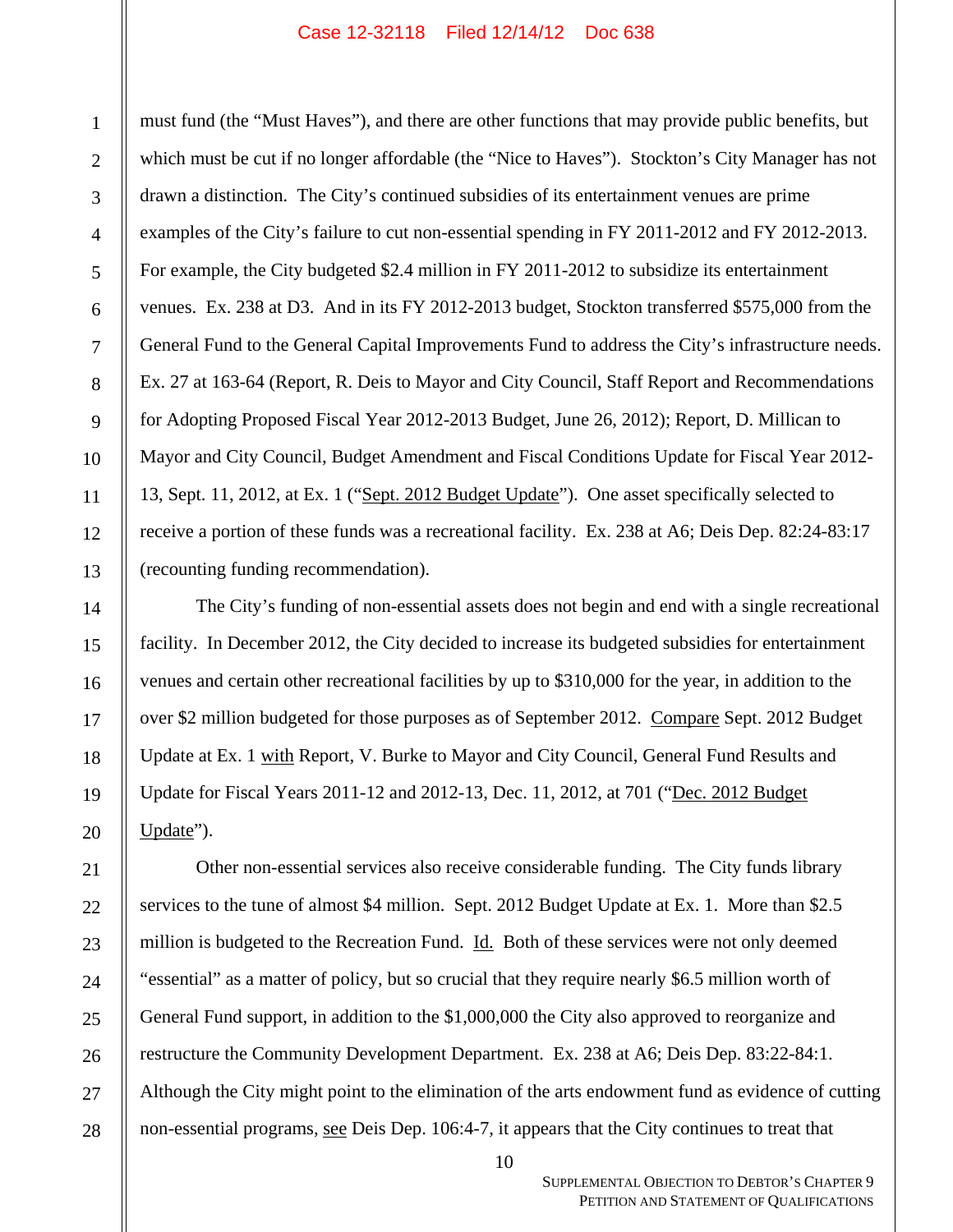must fund (the "Must Haves"), and there are other functions that may provide public benefits, but which must be cut if no longer affordable (the "Nice to Haves"). Stockton's City Manager has not drawn a distinction. The City's continued subsidies of its entertainment venues are prime examples of the City's failure to cut non-essential spending in FY 2011-2012 and FY 2012-2013. For example, the City budgeted $2.4 million in FY 2011-2012 to subsidize its entertainment venues. Ex. 238 at D3. And in its FY 2012-2013 budget, Stockton transferred $575,000 from the General Fund to the General Capital Improvements Fund to address the City's infrastructure needs. Ex. 27 at 163-64 (Report, R. Deis to Mayor and City Council, Staff Report and Recommendations for Adopting Proposed Fiscal Year 2012-2013 Budget, June 26, 2012); Report, D. Millican to Mayor and City Council, Budget Amendment and Fiscal Conditions Update for Fiscal Year 2012-13, Sept. 11, 2012, at Ex. 1 ("Sept. 2012 Budget Update"). One asset specifically selected to receive a portion of these funds was a recreational facility. Ex. 238 at A6; Deis Dep. 82:24-83:17 (recounting funding recommendation).

The City's funding of non-essential assets does not begin and end with a single recreational facility. In December 2012, the City decided to increase its budgeted subsidies for entertainment venues and certain other recreational facilities by up to $310,000 for the year, in addition to the over $2 million budgeted for those purposes as of September 2012. Compare Sept. 2012 Budget Update at Ex. 1 with Report, V. Burke to Mayor and City Council, General Fund Results and Update for Fiscal Years 2011-12 and 2012-13, Dec. 11, 2012, at 701 ("Dec. 2012 Budget Update").

Other non-essential services also receive considerable funding. The City funds library services to the tune of almost $4 million. Sept. 2012 Budget Update at Ex. 1. More than $2.5 million is budgeted to the Recreation Fund. Id. Both of these services were not only deemed "essential" as a matter of policy, but so crucial that they require nearly $6.5 million worth of General Fund support, in addition to the $1,000,000 the City also approved to reorganize and restructure the Community Development Department. Ex. 238 at A6; Deis Dep. 83:22-84:1. Although the City might point to the elimination of the arts endowment fund as evidence of cutting non-essential programs, see Deis Dep. 106:4-7, it appears that the City continues to treat that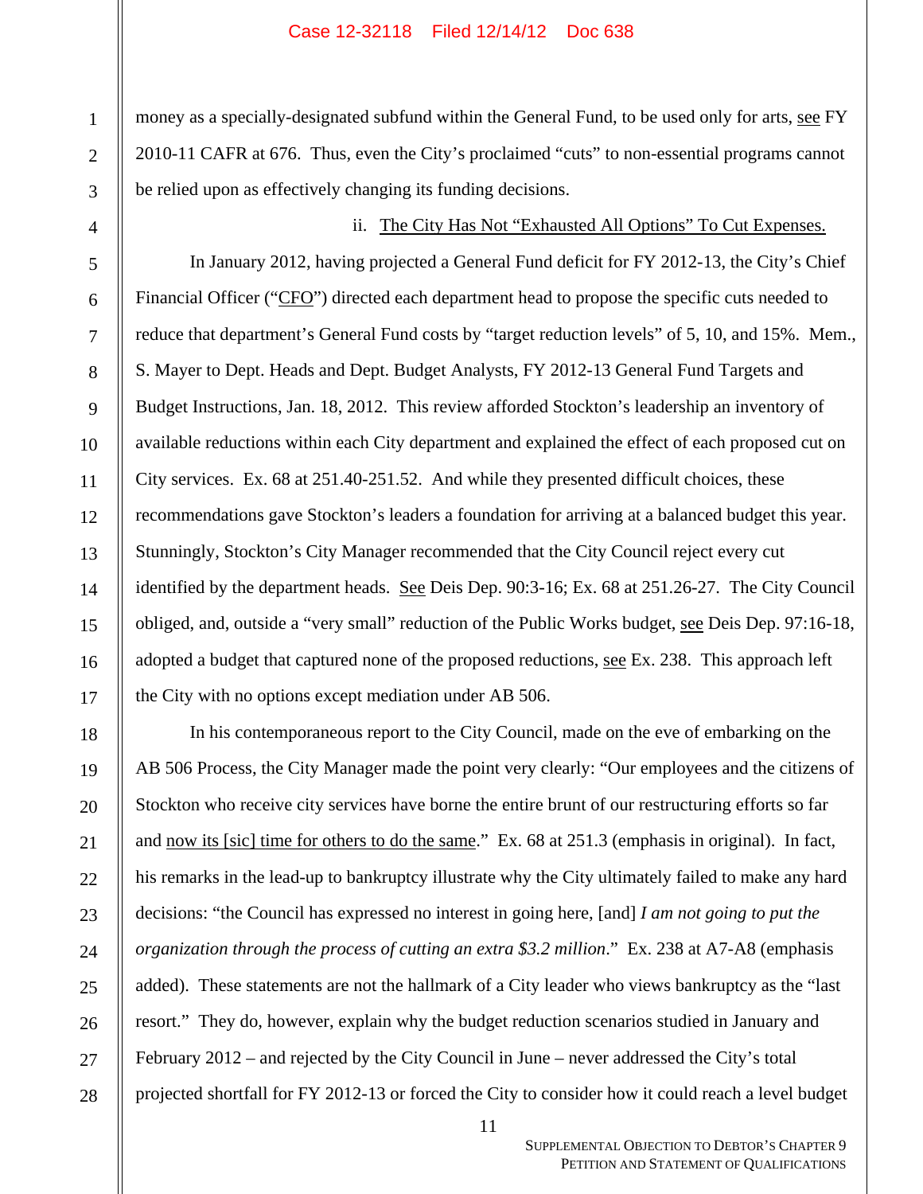money as a specially-designated subfund within the General Fund, to be used only for arts, see FY 2010-11 CAFR at 676. Thus, even the City's proclaimed "cuts" to non-essential programs cannot be relied upon as effectively changing its funding decisions.

ii. The City Has Not "Exhausted All Options" To Cut Expenses.

In January 2012, having projected a General Fund deficit for FY 2012-13, the City's Chief Financial Officer ("CFO") directed each department head to propose the specific cuts needed to reduce that department's General Fund costs by "target reduction levels" of 5, 10, and 15%. Mem., S. Mayer to Dept. Heads and Dept. Budget Analysts, FY 2012-13 General Fund Targets and Budget Instructions, Jan. 18, 2012. This review afforded Stockton's leadership an inventory of available reductions within each City department and explained the effect of each proposed cut on City services. Ex. 68 at 251.40-251.52. And while they presented difficult choices, these recommendations gave Stockton's leaders a foundation for arriving at a balanced budget this year. Stunningly, Stockton's City Manager recommended that the City Council reject every cut identified by the department heads. See Deis Dep. 90:3-16; Ex. 68 at 251.26-27. The City Council obliged, and, outside a "very small" reduction of the Public Works budget, see Deis Dep. 97:16-18, adopted a budget that captured none of the proposed reductions, see Ex. 238. This approach left the City with no options except mediation under AB 506.

In his contemporaneous report to the City Council, made on the eve of embarking on the AB 506 Process, the City Manager made the point very clearly: "Our employees and the citizens of Stockton who receive city services have borne the entire brunt of our restructuring efforts so far and now its [sic] time for others to do the same." Ex. 68 at 251.3 (emphasis in original). In fact, his remarks in the lead-up to bankruptcy illustrate why the City ultimately failed to make any hard decisions: "the Council has expressed no interest in going here, [and] *I am not going to put the organization through the process of cutting an extra $3.2 million*." Ex. 238 at A7-A8 (emphasis added). These statements are not the hallmark of a City leader who views bankruptcy as the "last resort." They do, however, explain why the budget reduction scenarios studied in January and February 2012 – and rejected by the City Council in June – never addressed the City's total projected shortfall for FY 2012-13 or forced the City to consider how it could reach a level budget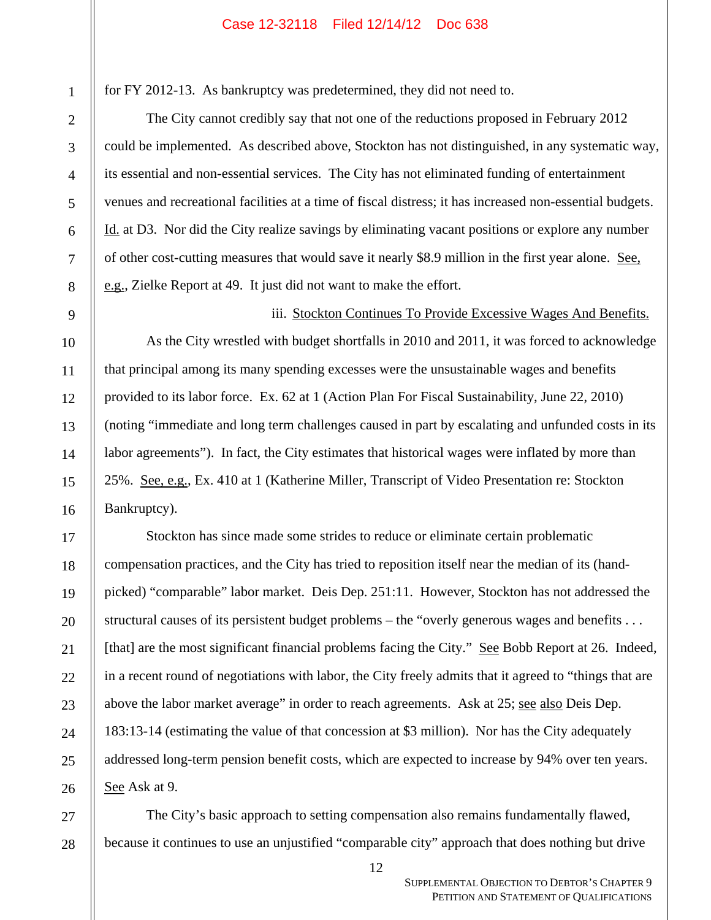for FY 2012-13. As bankruptcy was predetermined, they did not need to.

The City cannot credibly say that not one of the reductions proposed in February 2012 could be implemented. As described above, Stockton has not distinguished, in any systematic way, its essential and non-essential services. The City has not eliminated funding of entertainment venues and recreational facilities at a time of fiscal distress; it has increased non-essential budgets. Id. at D3. Nor did the City realize savings by eliminating vacant positions or explore any number of other cost-cutting measures that would save it nearly $8.9 million in the first year alone. See, e.g., Zielke Report at 49. It just did not want to make the effort.

iii. Stockton Continues To Provide Excessive Wages And Benefits.

As the City wrestled with budget shortfalls in 2010 and 2011, it was forced to acknowledge that principal among its many spending excesses were the unsustainable wages and benefits provided to its labor force. Ex. 62 at 1 (Action Plan For Fiscal Sustainability, June 22, 2010) (noting "immediate and long term challenges caused in part by escalating and unfunded costs in its labor agreements"). In fact, the City estimates that historical wages were inflated by more than 25%. See, e.g., Ex. 410 at 1 (Katherine Miller, Transcript of Video Presentation re: Stockton Bankruptcy).

Stockton has since made some strides to reduce or eliminate certain problematic compensation practices, and the City has tried to reposition itself near the median of its (hand-picked) "comparable" labor market. Deis Dep. 251:11. However, Stockton has not addressed the structural causes of its persistent budget problems – the "overly generous wages and benefits . . . [that] are the most significant financial problems facing the City." See Bobb Report at 26. Indeed, in a recent round of negotiations with labor, the City freely admits that it agreed to "things that are above the labor market average" in order to reach agreements. Ask at 25; see also Deis Dep. 183:13-14 (estimating the value of that concession at $3 million). Nor has the City adequately addressed long-term pension benefit costs, which are expected to increase by 94% over ten years. See Ask at 9.

The City's basic approach to setting compensation also remains fundamentally flawed, because it continues to use an unjustified "comparable city" approach that does nothing but drive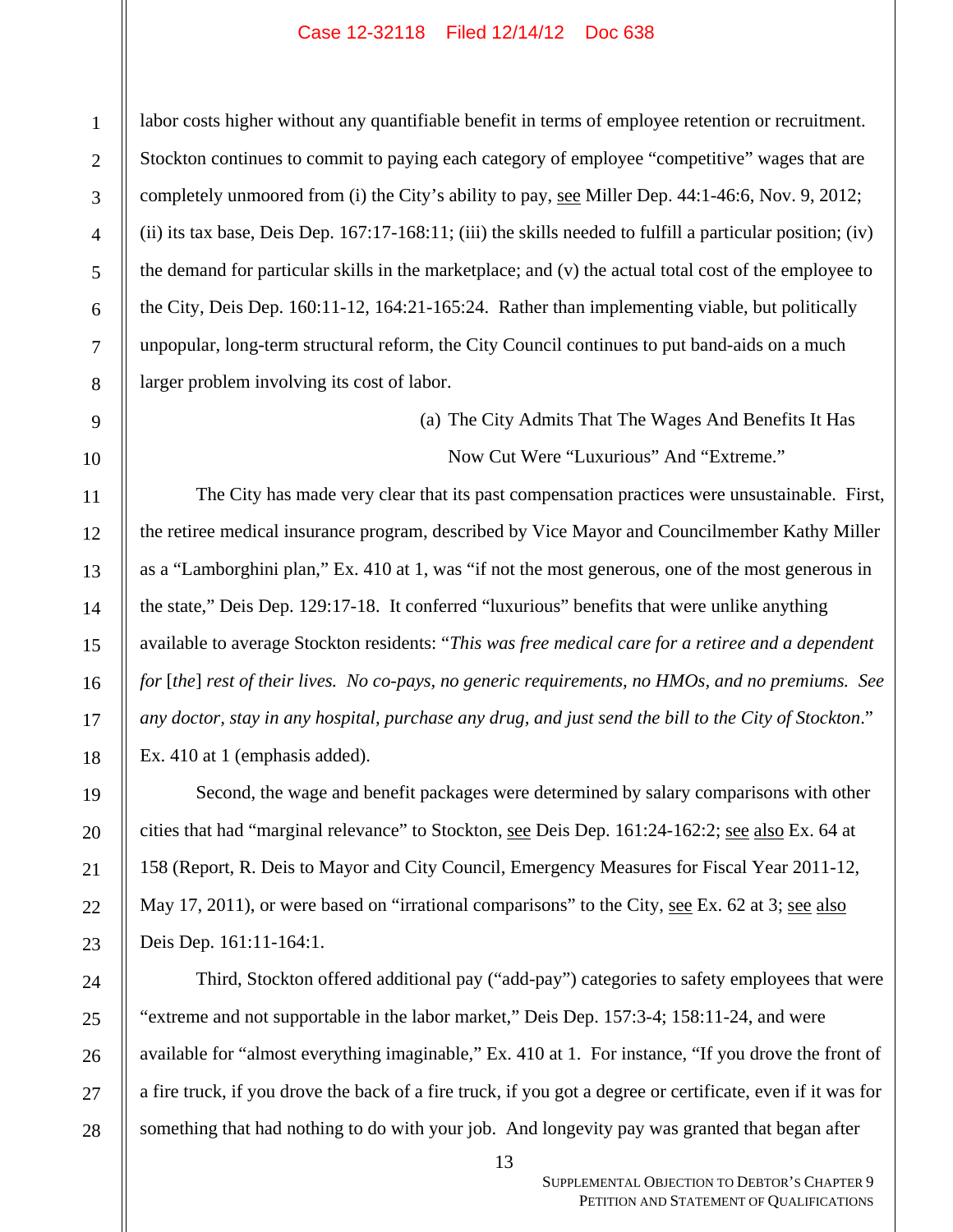labor costs higher without any quantifiable benefit in terms of employee retention or recruitment. Stockton continues to commit to paying each category of employee "competitive" wages that are completely unmoored from (i) the City's ability to pay, see Miller Dep. 44:1-46:6, Nov. 9, 2012; (ii) its tax base, Deis Dep. 167:17-168:11; (iii) the skills needed to fulfill a particular position; (iv) the demand for particular skills in the marketplace; and (v) the actual total cost of the employee to the City, Deis Dep. 160:11-12, 164:21-165:24. Rather than implementing viable, but politically unpopular, long-term structural reform, the City Council continues to put band-aids on a much larger problem involving its cost of labor.

(a) The City Admits That The Wages And Benefits It Has Now Cut Were "Luxurious" And "Extreme."

The City has made very clear that its past compensation practices were unsustainable. First, the retiree medical insurance program, described by Vice Mayor and Councilmember Kathy Miller as a "Lamborghini plan," Ex. 410 at 1, was "if not the most generous, one of the most generous in the state," Deis Dep. 129:17-18. It conferred "luxurious" benefits that were unlike anything available to average Stockton residents: "*This was free medical care for a retiree and a dependent for* [*the*] *rest of their lives. No co-pays, no generic requirements, no HMOs, and no premiums. See any doctor, stay in any hospital, purchase any drug, and just send the bill to the City of Stockton*." Ex. 410 at 1 (emphasis added).

Second, the wage and benefit packages were determined by salary comparisons with other cities that had "marginal relevance" to Stockton, see Deis Dep. 161:24-162:2; see also Ex. 64 at 158 (Report, R. Deis to Mayor and City Council, Emergency Measures for Fiscal Year 2011-12, May 17, 2011), or were based on "irrational comparisons" to the City, see Ex. 62 at 3; see also Deis Dep. 161:11-164:1.

Third, Stockton offered additional pay ("add-pay") categories to safety employees that were "extreme and not supportable in the labor market," Deis Dep. 157:3-4; 158:11-24, and were available for "almost everything imaginable," Ex. 410 at 1. For instance, "If you drove the front of a fire truck, if you drove the back of a fire truck, if you got a degree or certificate, even if it was for something that had nothing to do with your job. And longevity pay was granted that began after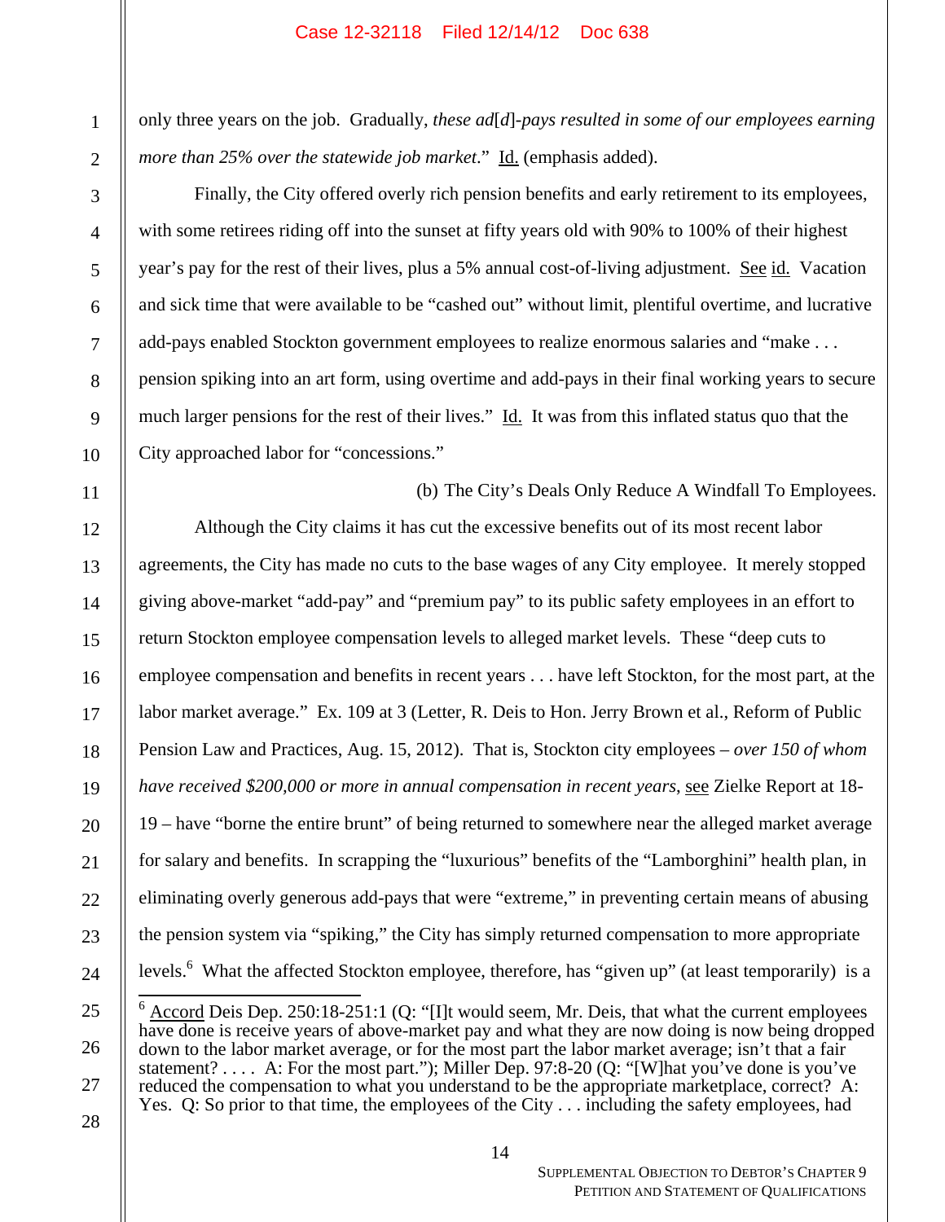only three years on the job. Gradually, *these ad[d]-pays resulted in some of our employees earning more than 25% over the statewide job market*." Id. (emphasis added).

Finally, the City offered overly rich pension benefits and early retirement to its employees, with some retirees riding off into the sunset at fifty years old with 90% to 100% of their highest year's pay for the rest of their lives, plus a 5% annual cost-of-living adjustment. See id. Vacation and sick time that were available to be "cashed out" without limit, plentiful overtime, and lucrative add-pays enabled Stockton government employees to realize enormous salaries and "make . . . pension spiking into an art form, using overtime and add-pays in their final working years to secure much larger pensions for the rest of their lives." Id. It was from this inflated status quo that the City approached labor for "concessions."

(b) The City's Deals Only Reduce A Windfall To Employees.

Although the City claims it has cut the excessive benefits out of its most recent labor agreements, the City has made no cuts to the base wages of any City employee. It merely stopped giving above-market "add-pay" and "premium pay" to its public safety employees in an effort to return Stockton employee compensation levels to alleged market levels. These "deep cuts to employee compensation and benefits in recent years . . . have left Stockton, for the most part, at the labor market average." Ex. 109 at 3 (Letter, R. Deis to Hon. Jerry Brown et al., Reform of Public Pension Law and Practices, Aug. 15, 2012). That is, Stockton city employees – *over 150 of whom have received $200,000 or more in annual compensation in recent years*, see Zielke Report at 18-19 – have "borne the entire brunt" of being returned to somewhere near the alleged market average for salary and benefits. In scrapping the "luxurious" benefits of the "Lamborghini" health plan, in eliminating overly generous add-pays that were "extreme," in preventing certain means of abusing the pension system via "spiking," the City has simply returned compensation to more appropriate levels.[6] What the affected Stockton employee, therefore, has "given up" (at least temporarily) is a

---

[6] Accord Deis Dep. 250:18-251:1 (Q: "[I]t would seem, Mr. Deis, that what the current employees have done is receive years of above-market pay and what they are now doing is now being dropped down to the labor market average, or for the most part the labor market average; isn't that a fair statement? . . . . A: For the most part."); Miller Dep. 97:8-20 (Q: "[W]hat you've done is you've reduced the compensation to what you understand to be the appropriate marketplace, correct? A: Yes. Q: So prior to that time, the employees of the City . . . including the safety employees, had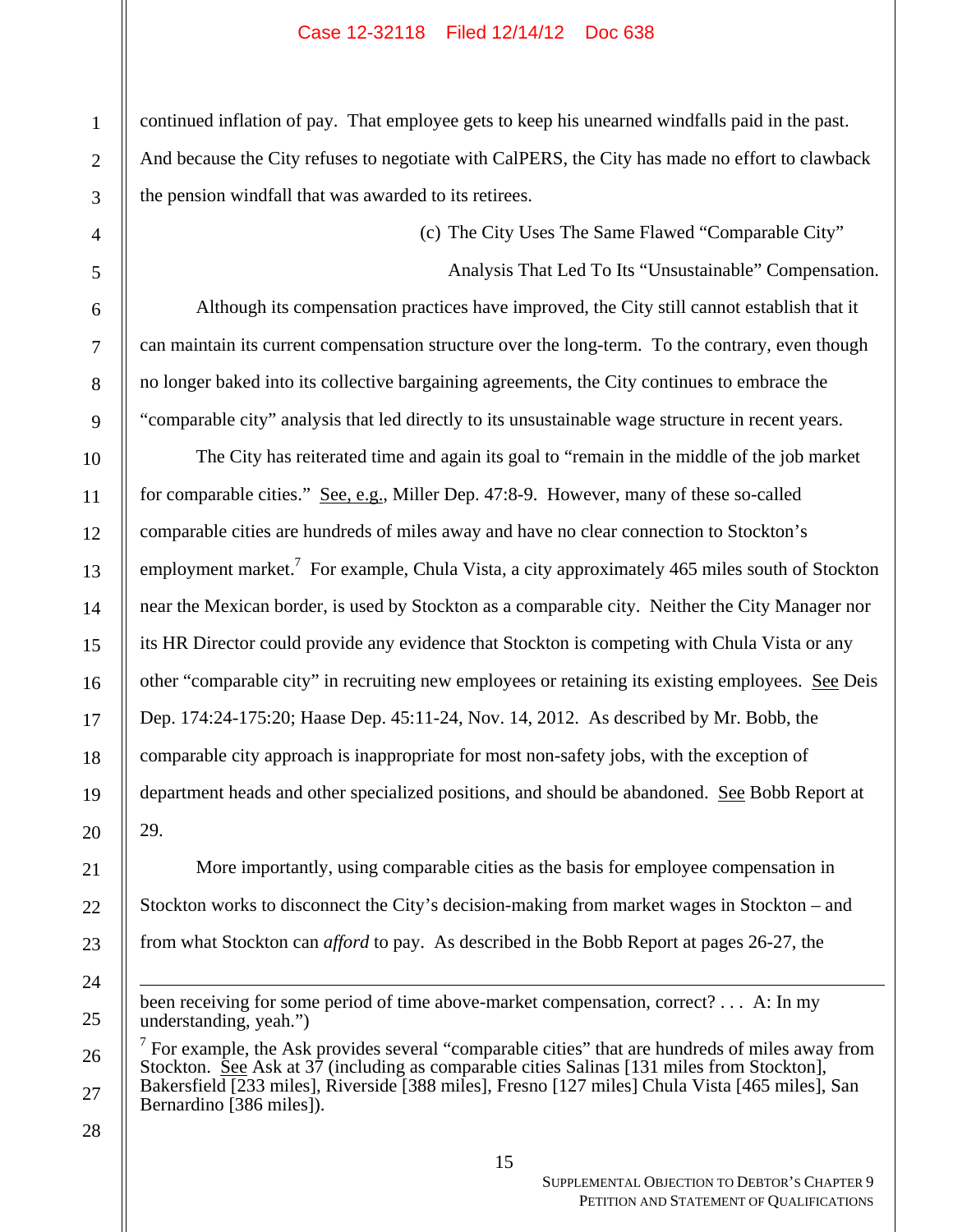continued inflation of pay. That employee gets to keep his unearned windfalls paid in the past. And because the City refuses to negotiate with CalPERS, the City has made no effort to clawback the pension windfall that was awarded to its retirees.

(c) The City Uses The Same Flawed "Comparable City" Analysis That Led To Its "Unsustainable" Compensation.

Although its compensation practices have improved, the City still cannot establish that it can maintain its current compensation structure over the long-term. To the contrary, even though no longer baked into its collective bargaining agreements, the City continues to embrace the "comparable city" analysis that led directly to its unsustainable wage structure in recent years.

The City has reiterated time and again its goal to "remain in the middle of the job market for comparable cities." See, e.g., Miller Dep. 47:8-9. However, many of these so-called comparable cities are hundreds of miles away and have no clear connection to Stockton's employment market.[7] For example, Chula Vista, a city approximately 465 miles south of Stockton near the Mexican border, is used by Stockton as a comparable city. Neither the City Manager nor its HR Director could provide any evidence that Stockton is competing with Chula Vista or any other "comparable city" in recruiting new employees or retaining its existing employees. See Deis Dep. 174:24-175:20; Haase Dep. 45:11-24, Nov. 14, 2012. As described by Mr. Bobb, the comparable city approach is inappropriate for most non-safety jobs, with the exception of department heads and other specialized positions, and should be abandoned. See Bobb Report at 29.

More importantly, using comparable cities as the basis for employee compensation in Stockton works to disconnect the City's decision-making from market wages in Stockton – and from what Stockton can *afford* to pay. As described in the Bobb Report at pages 26-27, the

---

been receiving for some period of time above-market compensation, correct? . . . A: In my understanding, yeah.")

[7] For example, the Ask provides several "comparable cities" that are hundreds of miles away from Stockton. See Ask at 37 (including as comparable cities Salinas [131 miles from Stockton], Bakersfield [233 miles], Riverside [388 miles], Fresno [127 miles] Chula Vista [465 miles], San Bernardino [386 miles]).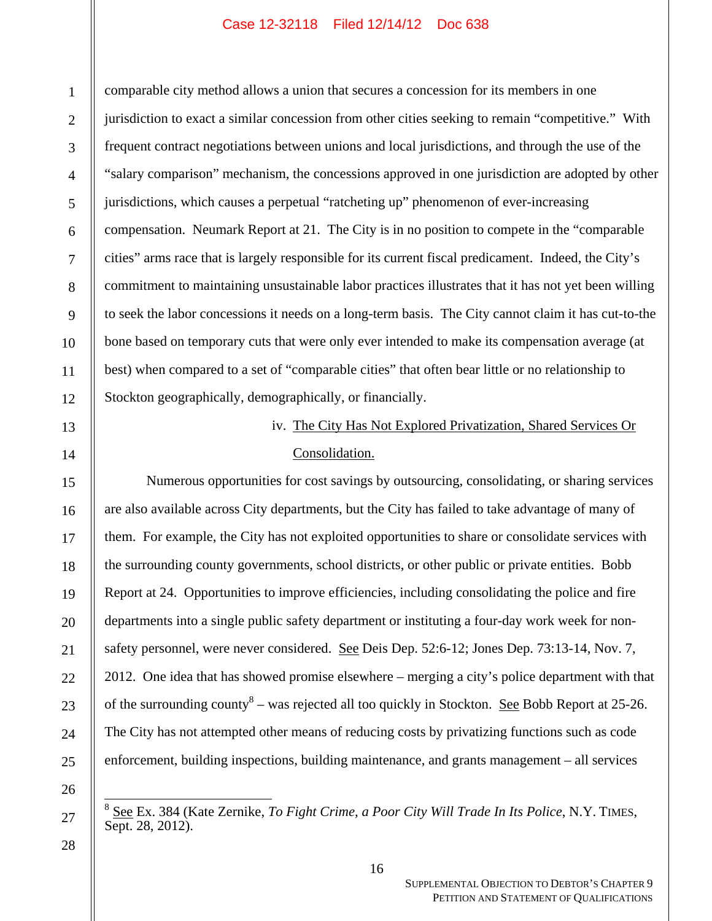comparable city method allows a union that secures a concession for its members in one jurisdiction to exact a similar concession from other cities seeking to remain "competitive." With frequent contract negotiations between unions and local jurisdictions, and through the use of the "salary comparison" mechanism, the concessions approved in one jurisdiction are adopted by other jurisdictions, which causes a perpetual "ratcheting up" phenomenon of ever-increasing compensation. Neumark Report at 21. The City is in no position to compete in the "comparable cities" arms race that is largely responsible for its current fiscal predicament. Indeed, the City's commitment to maintaining unsustainable labor practices illustrates that it has not yet been willing to seek the labor concessions it needs on a long-term basis. The City cannot claim it has cut-to-the bone based on temporary cuts that were only ever intended to make its compensation average (at best) when compared to a set of "comparable cities" that often bear little or no relationship to Stockton geographically, demographically, or financially.

iv. The City Has Not Explored Privatization, Shared Services Or Consolidation.

Numerous opportunities for cost savings by outsourcing, consolidating, or sharing services are also available across City departments, but the City has failed to take advantage of many of them. For example, the City has not exploited opportunities to share or consolidate services with the surrounding county governments, school districts, or other public or private entities. Bobb Report at 24. Opportunities to improve efficiencies, including consolidating the police and fire departments into a single public safety department or instituting a four-day work week for non-safety personnel, were never considered. See Deis Dep. 52:6-12; Jones Dep. 73:13-14, Nov. 7, 2012. One idea that has showed promise elsewhere – merging a city's police department with that of the surrounding county[8] – was rejected all too quickly in Stockton. See Bobb Report at 25-26. The City has not attempted other means of reducing costs by privatizing functions such as code enforcement, building inspections, building maintenance, and grants management – all services

[8] See Ex. 384 (Kate Zernike, *To Fight Crime, a Poor City Will Trade In Its Police*, N.Y. TIMES, Sept. 28, 2012).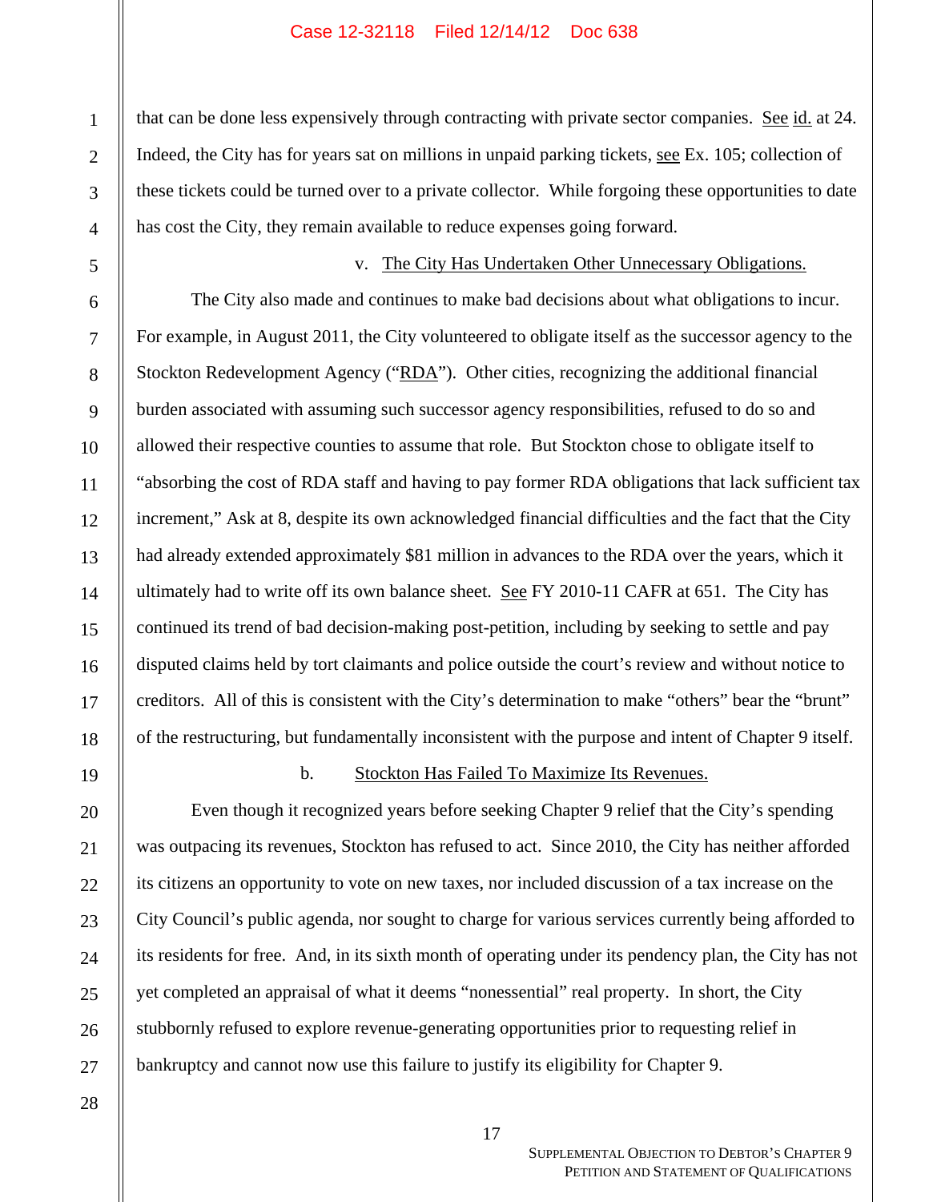that can be done less expensively through contracting with private sector companies. See id. at 24. Indeed, the City has for years sat on millions in unpaid parking tickets, see Ex. 105; collection of these tickets could be turned over to a private collector. While forgoing these opportunities to date has cost the City, they remain available to reduce expenses going forward.

v. The City Has Undertaken Other Unnecessary Obligations.

The City also made and continues to make bad decisions about what obligations to incur. For example, in August 2011, the City volunteered to obligate itself as the successor agency to the Stockton Redevelopment Agency ("RDA"). Other cities, recognizing the additional financial burden associated with assuming such successor agency responsibilities, refused to do so and allowed their respective counties to assume that role. But Stockton chose to obligate itself to "absorbing the cost of RDA staff and having to pay former RDA obligations that lack sufficient tax increment," Ask at 8, despite its own acknowledged financial difficulties and the fact that the City had already extended approximately $81 million in advances to the RDA over the years, which it ultimately had to write off its own balance sheet. See FY 2010-11 CAFR at 651. The City has continued its trend of bad decision-making post-petition, including by seeking to settle and pay disputed claims held by tort claimants and police outside the court's review and without notice to creditors. All of this is consistent with the City's determination to make "others" bear the "brunt" of the restructuring, but fundamentally inconsistent with the purpose and intent of Chapter 9 itself.

b. Stockton Has Failed To Maximize Its Revenues.

Even though it recognized years before seeking Chapter 9 relief that the City's spending was outpacing its revenues, Stockton has refused to act. Since 2010, the City has neither afforded its citizens an opportunity to vote on new taxes, nor included discussion of a tax increase on the City Council's public agenda, nor sought to charge for various services currently being afforded to its residents for free. And, in its sixth month of operating under its pendency plan, the City has not yet completed an appraisal of what it deems "nonessential" real property. In short, the City stubbornly refused to explore revenue-generating opportunities prior to requesting relief in bankruptcy and cannot now use this failure to justify its eligibility for Chapter 9.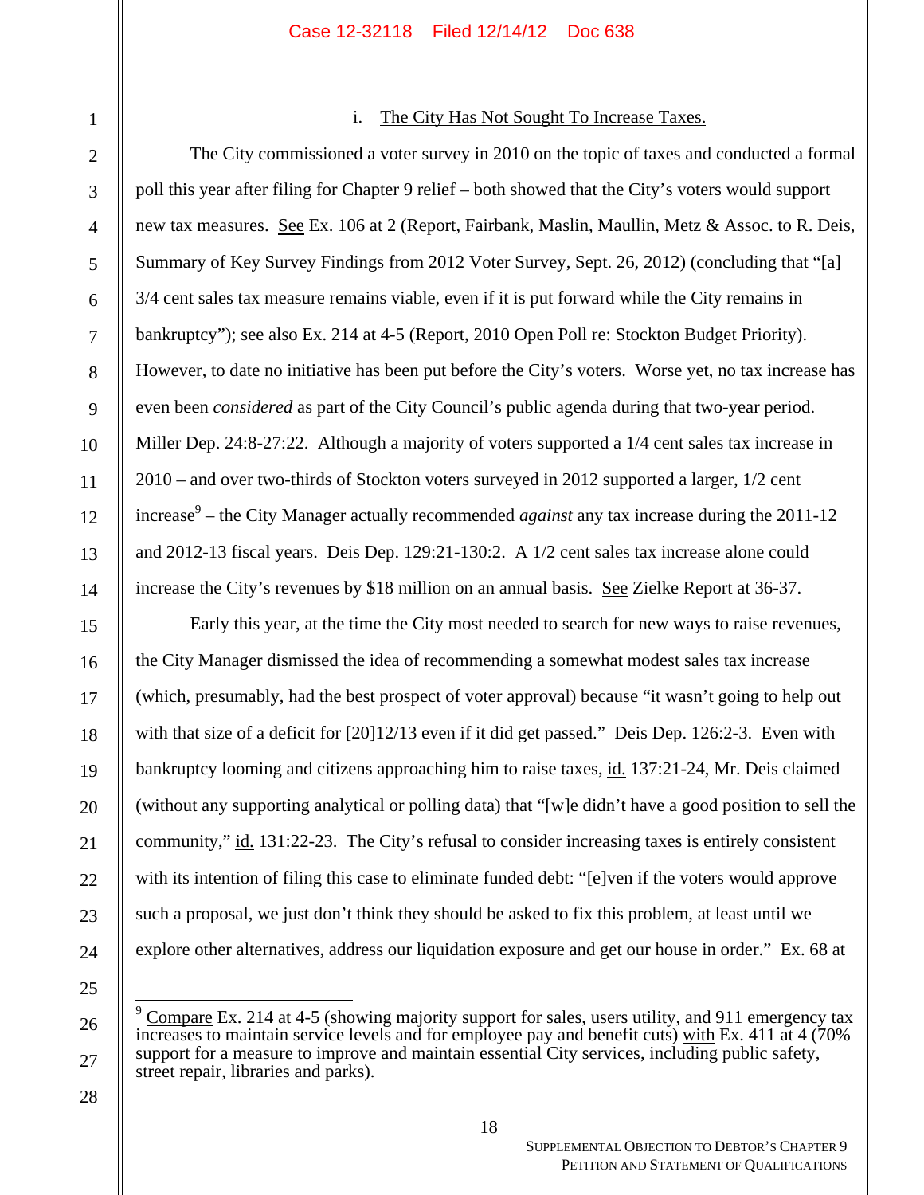#### i. The City Has Not Sought To Increase Taxes.

The City commissioned a voter survey in 2010 on the topic of taxes and conducted a formal poll this year after filing for Chapter 9 relief – both showed that the City's voters would support new tax measures. See Ex. 106 at 2 (Report, Fairbank, Maslin, Maullin, Metz & Assoc. to R. Deis, Summary of Key Survey Findings from 2012 Voter Survey, Sept. 26, 2012) (concluding that "[a] 3/4 cent sales tax measure remains viable, even if it is put forward while the City remains in bankruptcy"); see also Ex. 214 at 4-5 (Report, 2010 Open Poll re: Stockton Budget Priority). However, to date no initiative has been put before the City's voters. Worse yet, no tax increase has even been *considered* as part of the City Council's public agenda during that two-year period. Miller Dep. 24:8-27:22. Although a majority of voters supported a 1/4 cent sales tax increase in 2010 – and over two-thirds of Stockton voters surveyed in 2012 supported a larger, 1/2 cent increase[9] – the City Manager actually recommended *against* any tax increase during the 2011-12 and 2012-13 fiscal years. Deis Dep. 129:21-130:2. A 1/2 cent sales tax increase alone could increase the City's revenues by $18 million on an annual basis. See Zielke Report at 36-37.

Early this year, at the time the City most needed to search for new ways to raise revenues, the City Manager dismissed the idea of recommending a somewhat modest sales tax increase (which, presumably, had the best prospect of voter approval) because "it wasn't going to help out with that size of a deficit for [20]12/13 even if it did get passed." Deis Dep. 126:2-3. Even with bankruptcy looming and citizens approaching him to raise taxes, id. 137:21-24, Mr. Deis claimed (without any supporting analytical or polling data) that "[w]e didn't have a good position to sell the community," id. 131:22-23. The City's refusal to consider increasing taxes is entirely consistent with its intention of filing this case to eliminate funded debt: "[e]ven if the voters would approve such a proposal, we just don't think they should be asked to fix this problem, at least until we explore other alternatives, address our liquidation exposure and get our house in order." Ex. 68 at

---

[9] Compare Ex. 214 at 4-5 (showing majority support for sales, users utility, and 911 emergency tax increases to maintain service levels and for employee pay and benefit cuts) with Ex. 411 at 4 (70% support for a measure to improve and maintain essential City services, including public safety, street repair, libraries and parks).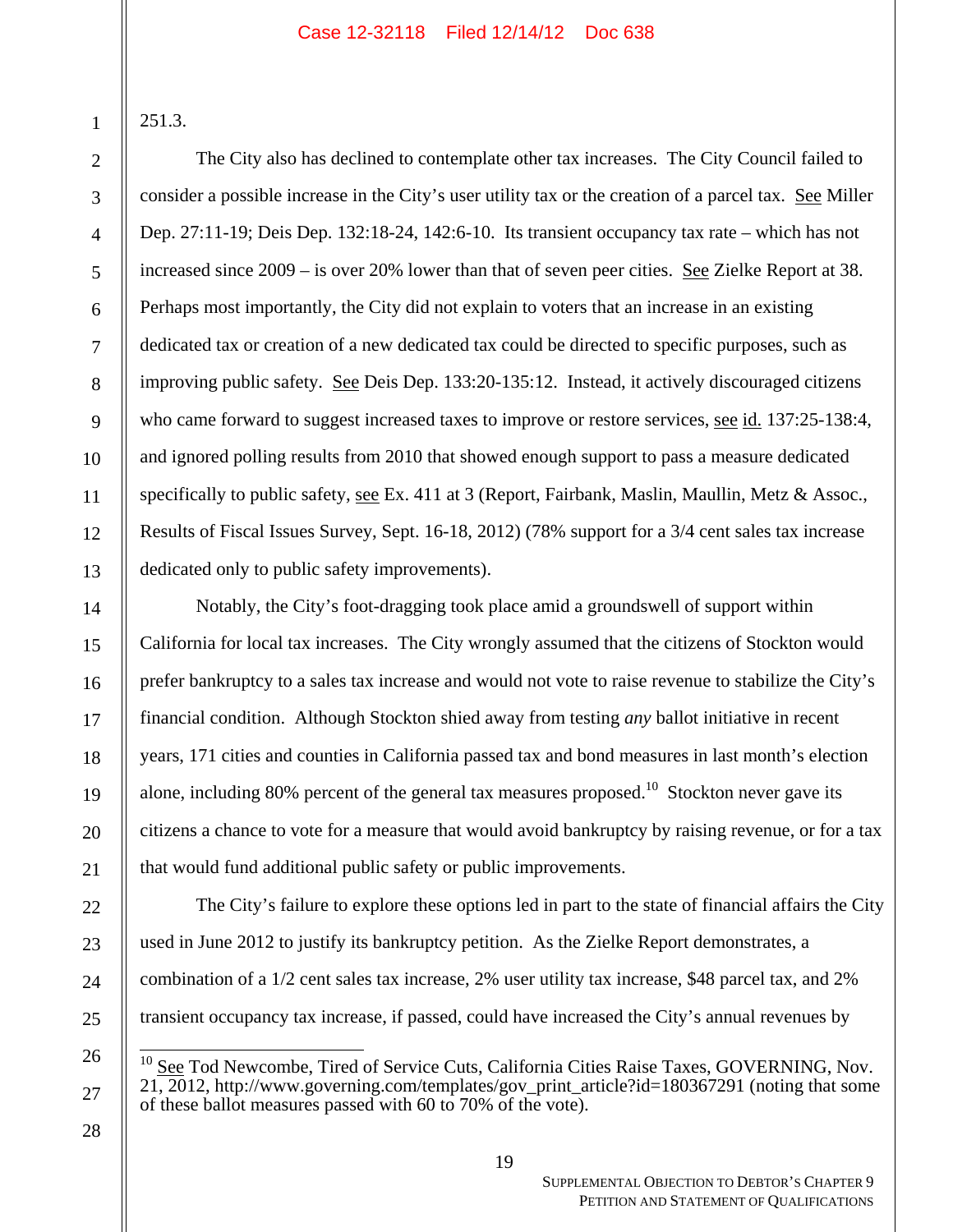251.3.

The City also has declined to contemplate other tax increases. The City Council failed to consider a possible increase in the City's user utility tax or the creation of a parcel tax. See Miller Dep. 27:11-19; Deis Dep. 132:18-24, 142:6-10. Its transient occupancy tax rate – which has not increased since 2009 – is over 20% lower than that of seven peer cities. See Zielke Report at 38. Perhaps most importantly, the City did not explain to voters that an increase in an existing dedicated tax or creation of a new dedicated tax could be directed to specific purposes, such as improving public safety. See Deis Dep. 133:20-135:12. Instead, it actively discouraged citizens who came forward to suggest increased taxes to improve or restore services, see id. 137:25-138:4, and ignored polling results from 2010 that showed enough support to pass a measure dedicated specifically to public safety, see Ex. 411 at 3 (Report, Fairbank, Maslin, Maullin, Metz & Assoc., Results of Fiscal Issues Survey, Sept. 16-18, 2012) (78% support for a 3/4 cent sales tax increase dedicated only to public safety improvements).

Notably, the City's foot-dragging took place amid a groundswell of support within California for local tax increases. The City wrongly assumed that the citizens of Stockton would prefer bankruptcy to a sales tax increase and would not vote to raise revenue to stabilize the City's financial condition. Although Stockton shied away from testing *any* ballot initiative in recent years, 171 cities and counties in California passed tax and bond measures in last month's election alone, including 80% percent of the general tax measures proposed.[10] Stockton never gave its citizens a chance to vote for a measure that would avoid bankruptcy by raising revenue, or for a tax that would fund additional public safety or public improvements.

The City's failure to explore these options led in part to the state of financial affairs the City used in June 2012 to justify its bankruptcy petition. As the Zielke Report demonstrates, a combination of a 1/2 cent sales tax increase, 2% user utility tax increase, $48 parcel tax, and 2% transient occupancy tax increase, if passed, could have increased the City's annual revenues by

[10] See Tod Newcombe, Tired of Service Cuts, California Cities Raise Taxes, GOVERNING, Nov. 21, 2012, http://www.governing.com/templates/gov_print_article?id=180367291 (noting that some of these ballot measures passed with 60 to 70% of the vote).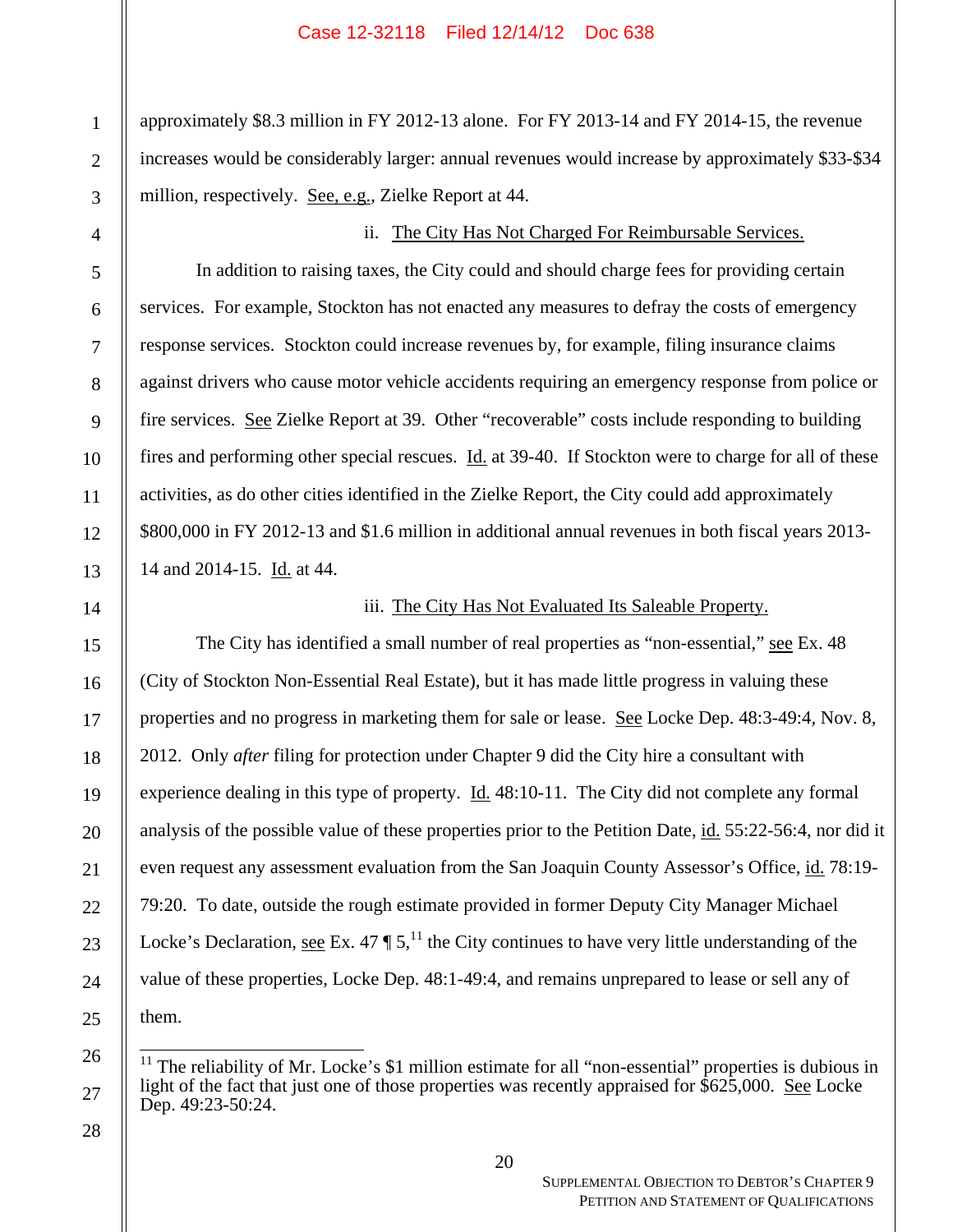approximately $8.3 million in FY 2012-13 alone. For FY 2013-14 and FY 2014-15, the revenue increases would be considerably larger: annual revenues would increase by approximately $33-$34 million, respectively. See, e.g., Zielke Report at 44.

ii. The City Has Not Charged For Reimbursable Services.

In addition to raising taxes, the City could and should charge fees for providing certain services. For example, Stockton has not enacted any measures to defray the costs of emergency response services. Stockton could increase revenues by, for example, filing insurance claims against drivers who cause motor vehicle accidents requiring an emergency response from police or fire services. See Zielke Report at 39. Other "recoverable" costs include responding to building fires and performing other special rescues. Id. at 39-40. If Stockton were to charge for all of these activities, as do other cities identified in the Zielke Report, the City could add approximately $800,000 in FY 2012-13 and $1.6 million in additional annual revenues in both fiscal years 2013-14 and 2014-15. Id. at 44.

iii. The City Has Not Evaluated Its Saleable Property.

The City has identified a small number of real properties as "non-essential," see Ex. 48 (City of Stockton Non-Essential Real Estate), but it has made little progress in valuing these properties and no progress in marketing them for sale or lease. See Locke Dep. 48:3-49:4, Nov. 8, 2012. Only *after* filing for protection under Chapter 9 did the City hire a consultant with experience dealing in this type of property. Id. 48:10-11. The City did not complete any formal analysis of the possible value of these properties prior to the Petition Date, id. 55:22-56:4, nor did it even request any assessment evaluation from the San Joaquin County Assessor's Office, id. 78:19-79:20. To date, outside the rough estimate provided in former Deputy City Manager Michael Locke's Declaration, see Ex. 47 ¶ 5,[11] the City continues to have very little understanding of the value of these properties, Locke Dep. 48:1-49:4, and remains unprepared to lease or sell any of them.

---

[11] The reliability of Mr. Locke's $1 million estimate for all "non-essential" properties is dubious in light of the fact that just one of those properties was recently appraised for $625,000. See Locke Dep. 49:23-50:24.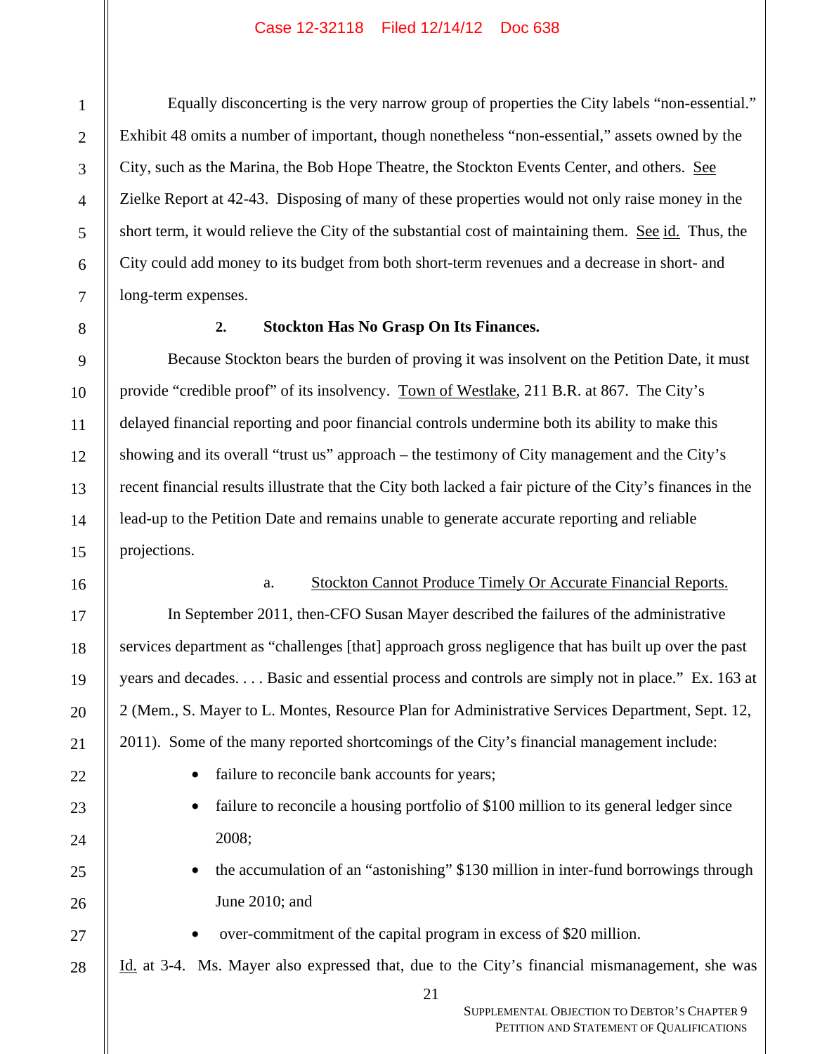Equally disconcerting is the very narrow group of properties the City labels "non-essential." Exhibit 48 omits a number of important, though nonetheless "non-essential," assets owned by the City, such as the Marina, the Bob Hope Theatre, the Stockton Events Center, and others. See Zielke Report at 42-43. Disposing of many of these properties would not only raise money in the short term, it would relieve the City of the substantial cost of maintaining them. See id. Thus, the City could add money to its budget from both short-term revenues and a decrease in short- and long-term expenses.

**2. Stockton Has No Grasp On Its Finances.**

Because Stockton bears the burden of proving it was insolvent on the Petition Date, it must provide "credible proof" of its insolvency. Town of Westlake, 211 B.R. at 867. The City's delayed financial reporting and poor financial controls undermine both its ability to make this showing and its overall "trust us" approach – the testimony of City management and the City's recent financial results illustrate that the City both lacked a fair picture of the City's finances in the lead-up to the Petition Date and remains unable to generate accurate reporting and reliable projections.

a. Stockton Cannot Produce Timely Or Accurate Financial Reports.

In September 2011, then-CFO Susan Mayer described the failures of the administrative services department as "challenges [that] approach gross negligence that has built up over the past years and decades. . . . Basic and essential process and controls are simply not in place." Ex. 163 at 2 (Mem., S. Mayer to L. Montes, Resource Plan for Administrative Services Department, Sept. 12, 2011). Some of the many reported shortcomings of the City's financial management include:

- failure to reconcile bank accounts for years;
- failure to reconcile a housing portfolio of $100 million to its general ledger since 2008;
- the accumulation of an "astonishing" $130 million in inter-fund borrowings through June 2010; and
- over-commitment of the capital program in excess of $20 million.

Id. at 3-4. Ms. Mayer also expressed that, due to the City's financial mismanagement, she was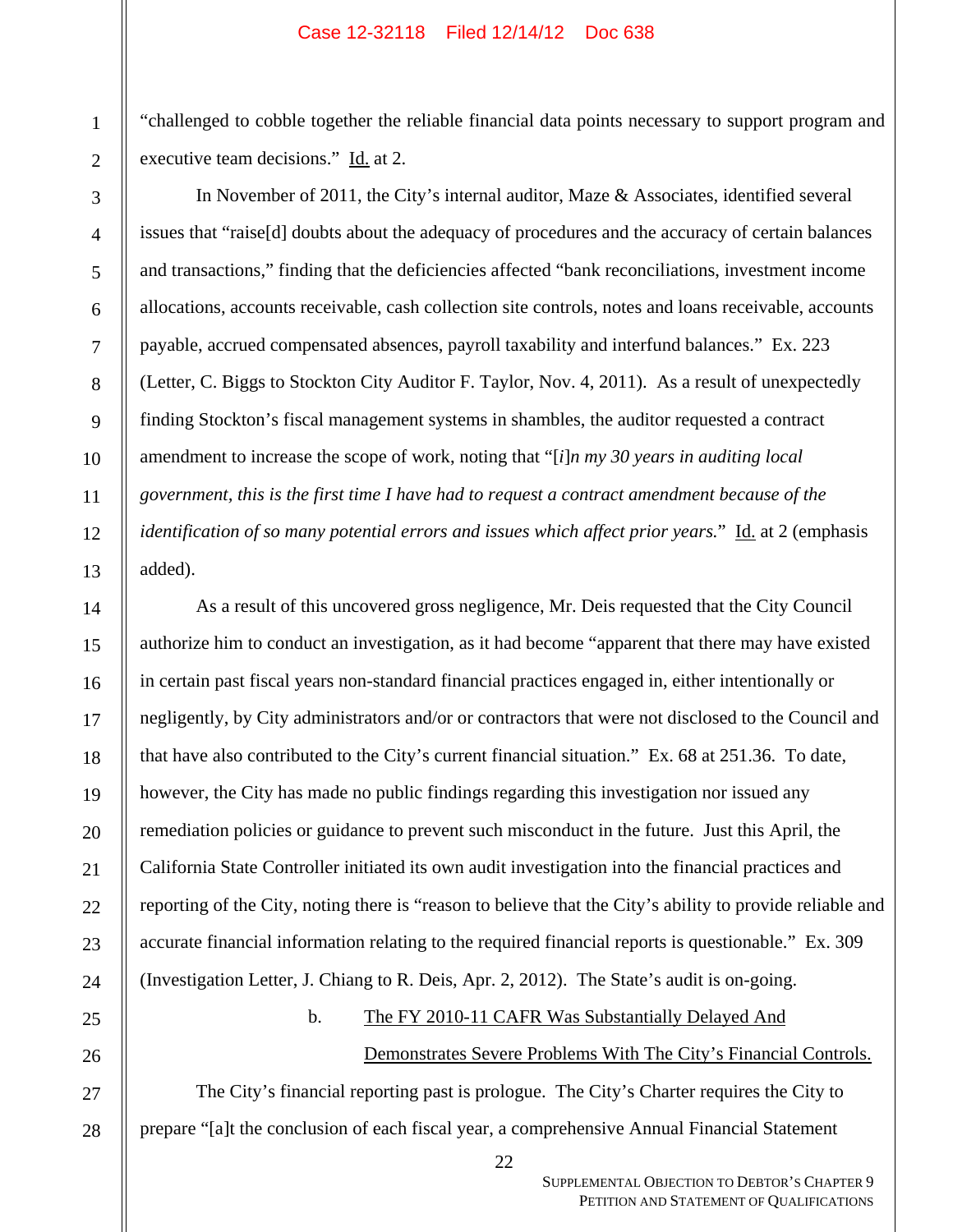"challenged to cobble together the reliable financial data points necessary to support program and executive team decisions." Id. at 2.

In November of 2011, the City's internal auditor, Maze & Associates, identified several issues that "raise[d] doubts about the adequacy of procedures and the accuracy of certain balances and transactions," finding that the deficiencies affected "bank reconciliations, investment income allocations, accounts receivable, cash collection site controls, notes and loans receivable, accounts payable, accrued compensated absences, payroll taxability and interfund balances." Ex. 223 (Letter, C. Biggs to Stockton City Auditor F. Taylor, Nov. 4, 2011). As a result of unexpectedly finding Stockton's fiscal management systems in shambles, the auditor requested a contract amendment to increase the scope of work, noting that "[*i*]*n my 30 years in auditing local government, this is the first time I have had to request a contract amendment because of the identification of so many potential errors and issues which affect prior years.*" Id. at 2 (emphasis added).

As a result of this uncovered gross negligence, Mr. Deis requested that the City Council authorize him to conduct an investigation, as it had become "apparent that there may have existed in certain past fiscal years non-standard financial practices engaged in, either intentionally or negligently, by City administrators and/or or contractors that were not disclosed to the Council and that have also contributed to the City's current financial situation." Ex. 68 at 251.36. To date, however, the City has made no public findings regarding this investigation nor issued any remediation policies or guidance to prevent such misconduct in the future. Just this April, the California State Controller initiated its own audit investigation into the financial practices and reporting of the City, noting there is "reason to believe that the City's ability to provide reliable and accurate financial information relating to the required financial reports is questionable." Ex. 309 (Investigation Letter, J. Chiang to R. Deis, Apr. 2, 2012). The State's audit is on-going.

b. The FY 2010-11 CAFR Was Substantially Delayed And Demonstrates Severe Problems With The City's Financial Controls.

The City's financial reporting past is prologue. The City's Charter requires the City to prepare "[a]t the conclusion of each fiscal year, a comprehensive Annual Financial Statement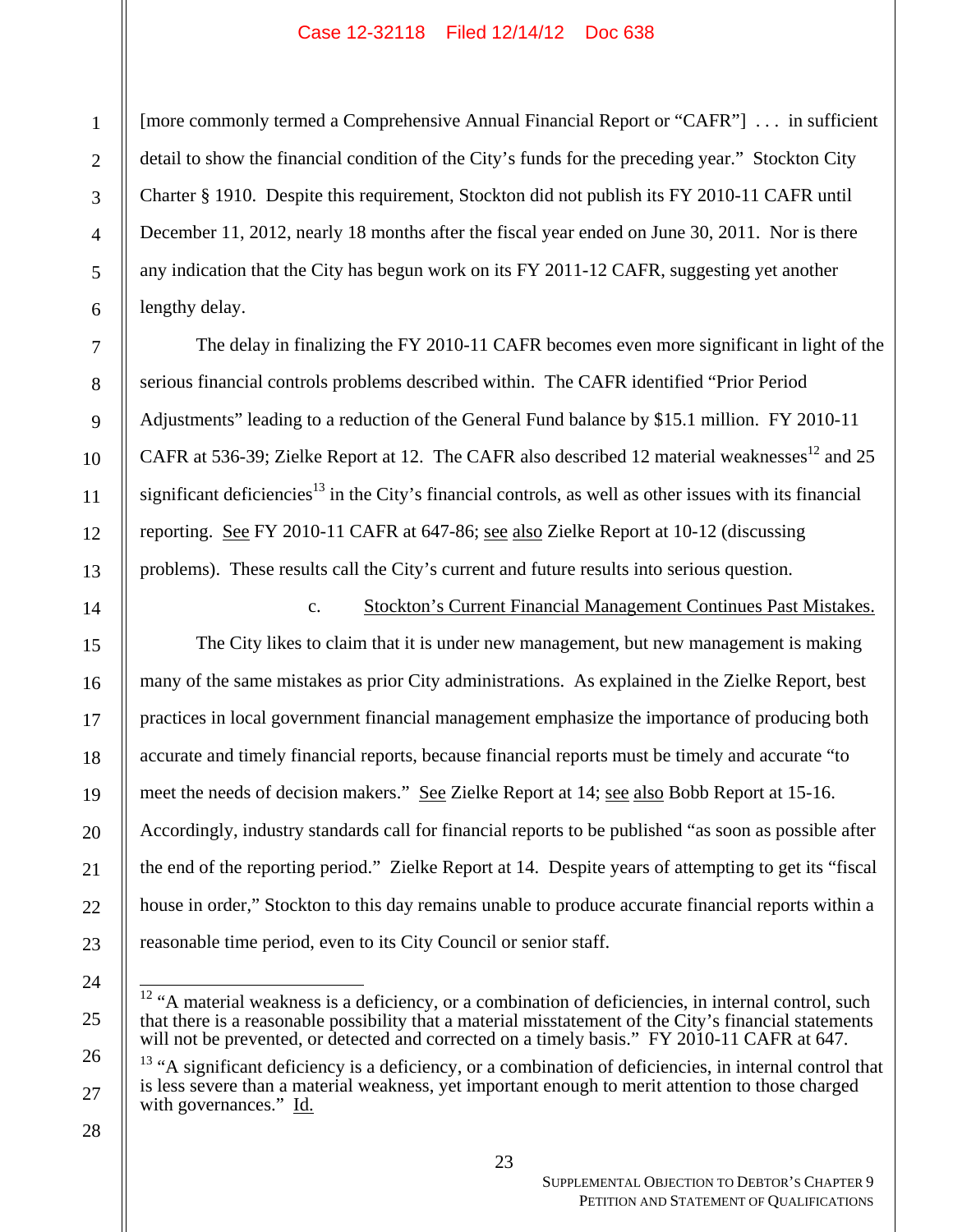[more commonly termed a Comprehensive Annual Financial Report or "CAFR"] . . . in sufficient detail to show the financial condition of the City's funds for the preceding year." Stockton City Charter § 1910. Despite this requirement, Stockton did not publish its FY 2010-11 CAFR until December 11, 2012, nearly 18 months after the fiscal year ended on June 30, 2011. Nor is there any indication that the City has begun work on its FY 2011-12 CAFR, suggesting yet another lengthy delay.

The delay in finalizing the FY 2010-11 CAFR becomes even more significant in light of the serious financial controls problems described within. The CAFR identified "Prior Period Adjustments" leading to a reduction of the General Fund balance by $15.1 million. FY 2010-11 CAFR at 536-39; Zielke Report at 12. The CAFR also described 12 material weaknesses[12] and 25 significant deficiencies[13] in the City's financial controls, as well as other issues with its financial reporting. See FY 2010-11 CAFR at 647-86; see also Zielke Report at 10-12 (discussing problems). These results call the City's current and future results into serious question.

c. Stockton's Current Financial Management Continues Past Mistakes.

The City likes to claim that it is under new management, but new management is making many of the same mistakes as prior City administrations. As explained in the Zielke Report, best practices in local government financial management emphasize the importance of producing both accurate and timely financial reports, because financial reports must be timely and accurate "to meet the needs of decision makers." See Zielke Report at 14; see also Bobb Report at 15-16. Accordingly, industry standards call for financial reports to be published "as soon as possible after the end of the reporting period." Zielke Report at 14. Despite years of attempting to get its "fiscal house in order," Stockton to this day remains unable to produce accurate financial reports within a reasonable time period, even to its City Council or senior staff.

---

[12] "A material weakness is a deficiency, or a combination of deficiencies, in internal control, such that there is a reasonable possibility that a material misstatement of the City's financial statements will not be prevented, or detected and corrected on a timely basis." FY 2010-11 CAFR at 647.

[13] "A significant deficiency is a deficiency, or a combination of deficiencies, in internal control that is less severe than a material weakness, yet important enough to merit attention to those charged with governances." Id.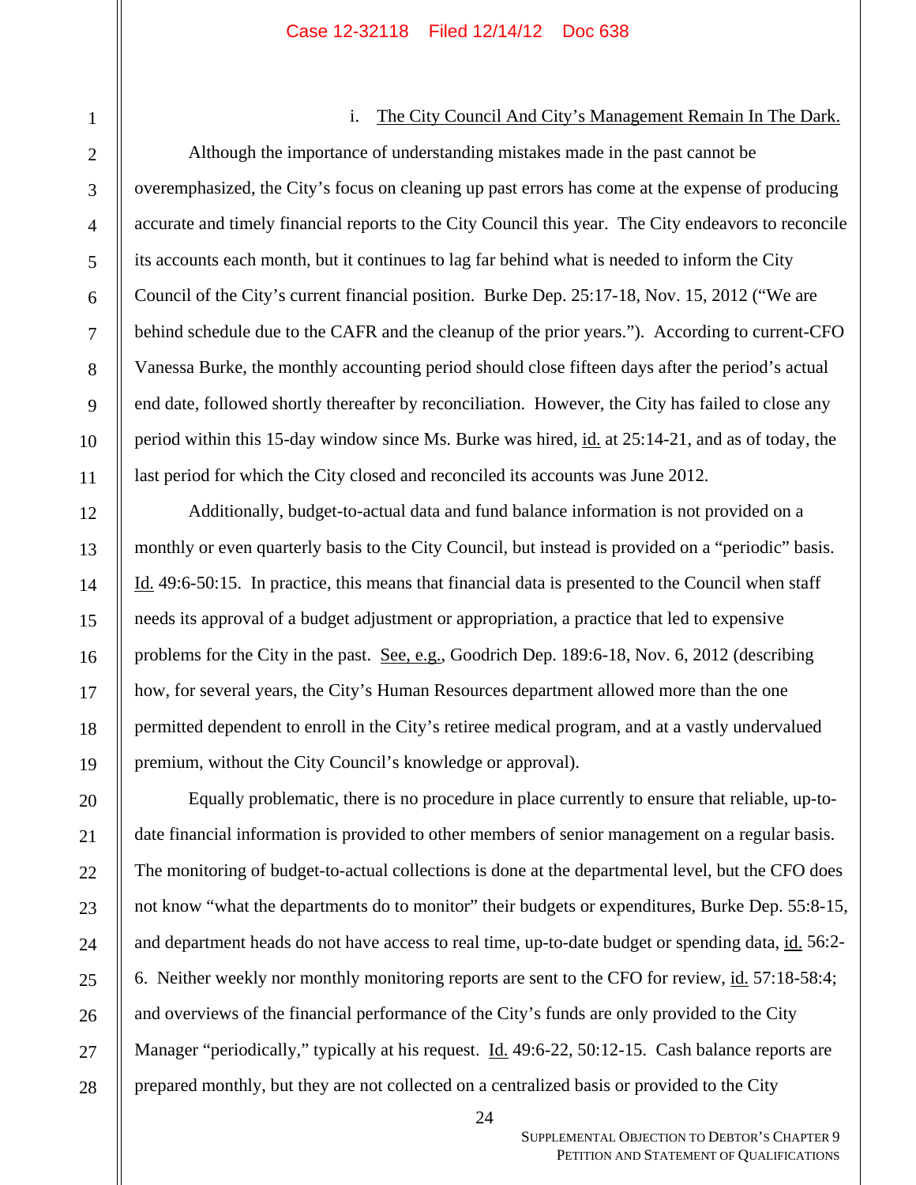i. The City Council And City's Management Remain In The Dark.

Although the importance of understanding mistakes made in the past cannot be overemphasized, the City's focus on cleaning up past errors has come at the expense of producing accurate and timely financial reports to the City Council this year. The City endeavors to reconcile its accounts each month, but it continues to lag far behind what is needed to inform the City Council of the City's current financial position. Burke Dep. 25:17-18, Nov. 15, 2012 ("We are behind schedule due to the CAFR and the cleanup of the prior years."). According to current-CFO Vanessa Burke, the monthly accounting period should close fifteen days after the period's actual end date, followed shortly thereafter by reconciliation. However, the City has failed to close any period within this 15-day window since Ms. Burke was hired, id. at 25:14-21, and as of today, the last period for which the City closed and reconciled its accounts was June 2012.

Additionally, budget-to-actual data and fund balance information is not provided on a monthly or even quarterly basis to the City Council, but instead is provided on a "periodic" basis. Id. 49:6-50:15. In practice, this means that financial data is presented to the Council when staff needs its approval of a budget adjustment or appropriation, a practice that led to expensive problems for the City in the past. See, e.g., Goodrich Dep. 189:6-18, Nov. 6, 2012 (describing how, for several years, the City's Human Resources department allowed more than the one permitted dependent to enroll in the City's retiree medical program, and at a vastly undervalued premium, without the City Council's knowledge or approval).

Equally problematic, there is no procedure in place currently to ensure that reliable, up-to-date financial information is provided to other members of senior management on a regular basis. The monitoring of budget-to-actual collections is done at the departmental level, but the CFO does not know "what the departments do to monitor" their budgets or expenditures, Burke Dep. 55:8-15, and department heads do not have access to real time, up-to-date budget or spending data, id. 56:2-6. Neither weekly nor monthly monitoring reports are sent to the CFO for review, id. 57:18-58:4; and overviews of the financial performance of the City's funds are only provided to the City Manager "periodically," typically at his request. Id. 49:6-22, 50:12-15. Cash balance reports are prepared monthly, but they are not collected on a centralized basis or provided to the City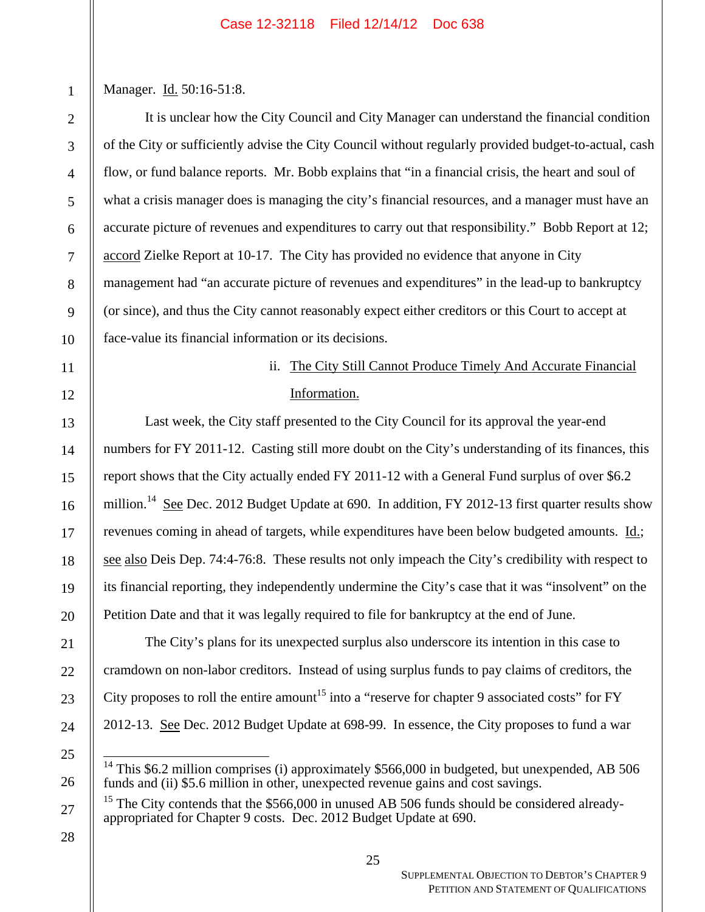Manager. Id. 50:16-51:8.

It is unclear how the City Council and City Manager can understand the financial condition of the City or sufficiently advise the City Council without regularly provided budget-to-actual, cash flow, or fund balance reports. Mr. Bobb explains that "in a financial crisis, the heart and soul of what a crisis manager does is managing the city's financial resources, and a manager must have an accurate picture of revenues and expenditures to carry out that responsibility." Bobb Report at 12; accord Zielke Report at 10-17. The City has provided no evidence that anyone in City management had "an accurate picture of revenues and expenditures" in the lead-up to bankruptcy (or since), and thus the City cannot reasonably expect either creditors or this Court to accept at face-value its financial information or its decisions.

ii. The City Still Cannot Produce Timely And Accurate Financial Information.

Last week, the City staff presented to the City Council for its approval the year-end numbers for FY 2011-12. Casting still more doubt on the City's understanding of its finances, this report shows that the City actually ended FY 2011-12 with a General Fund surplus of over $6.2 million.[14] See Dec. 2012 Budget Update at 690. In addition, FY 2012-13 first quarter results show revenues coming in ahead of targets, while expenditures have been below budgeted amounts. Id.; see also Deis Dep. 74:4-76:8. These results not only impeach the City's credibility with respect to its financial reporting, they independently undermine the City's case that it was "insolvent" on the Petition Date and that it was legally required to file for bankruptcy at the end of June.

The City's plans for its unexpected surplus also underscore its intention in this case to cramdown on non-labor creditors. Instead of using surplus funds to pay claims of creditors, the City proposes to roll the entire amount[15] into a "reserve for chapter 9 associated costs" for FY 2012-13. See Dec. 2012 Budget Update at 698-99. In essence, the City proposes to fund a war

---

[14] This $6.2 million comprises (i) approximately $566,000 in budgeted, but unexpended, AB 506 funds and (ii) $5.6 million in other, unexpected revenue gains and cost savings.

[15] The City contends that the $566,000 in unused AB 506 funds should be considered already-appropriated for Chapter 9 costs. Dec. 2012 Budget Update at 690.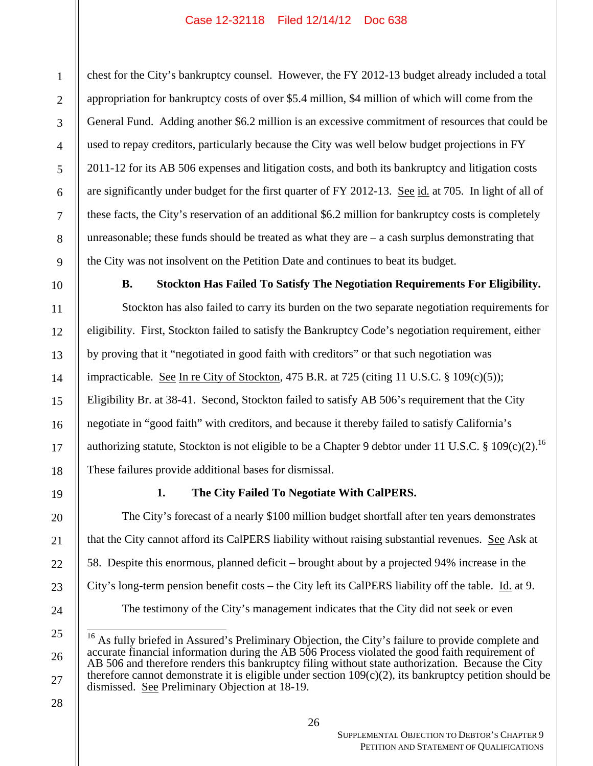chest for the City's bankruptcy counsel. However, the FY 2012-13 budget already included a total appropriation for bankruptcy costs of over $5.4 million, $4 million of which will come from the General Fund. Adding another $6.2 million is an excessive commitment of resources that could be used to repay creditors, particularly because the City was well below budget projections in FY 2011-12 for its AB 506 expenses and litigation costs, and both its bankruptcy and litigation costs are significantly under budget for the first quarter of FY 2012-13. See id. at 705. In light of all of these facts, the City's reservation of an additional $6.2 million for bankruptcy costs is completely unreasonable; these funds should be treated as what they are – a cash surplus demonstrating that the City was not insolvent on the Petition Date and continues to beat its budget.

### B. Stockton Has Failed To Satisfy The Negotiation Requirements For Eligibility.

Stockton has also failed to carry its burden on the two separate negotiation requirements for eligibility. First, Stockton failed to satisfy the Bankruptcy Code's negotiation requirement, either by proving that it "negotiated in good faith with creditors" or that such negotiation was impracticable. See In re City of Stockton, 475 B.R. at 725 (citing 11 U.S.C. § 109(c)(5)); Eligibility Br. at 38-41. Second, Stockton failed to satisfy AB 506's requirement that the City negotiate in "good faith" with creditors, and because it thereby failed to satisfy California's authorizing statute, Stockton is not eligible to be a Chapter 9 debtor under 11 U.S.C. § 109(c)(2).[16] These failures provide additional bases for dismissal.

#### 1. The City Failed To Negotiate With CalPERS.

The City's forecast of a nearly $100 million budget shortfall after ten years demonstrates that the City cannot afford its CalPERS liability without raising substantial revenues. See Ask at 58. Despite this enormous, planned deficit – brought about by a projected 94% increase in the City's long-term pension benefit costs – the City left its CalPERS liability off the table. Id. at 9.

The testimony of the City's management indicates that the City did not seek or even

[16] As fully briefed in Assured's Preliminary Objection, the City's failure to provide complete and accurate financial information during the AB 506 Process violated the good faith requirement of AB 506 and therefore renders this bankruptcy filing without state authorization. Because the City therefore cannot demonstrate it is eligible under section 109(c)(2), its bankruptcy petition should be dismissed. See Preliminary Objection at 18-19.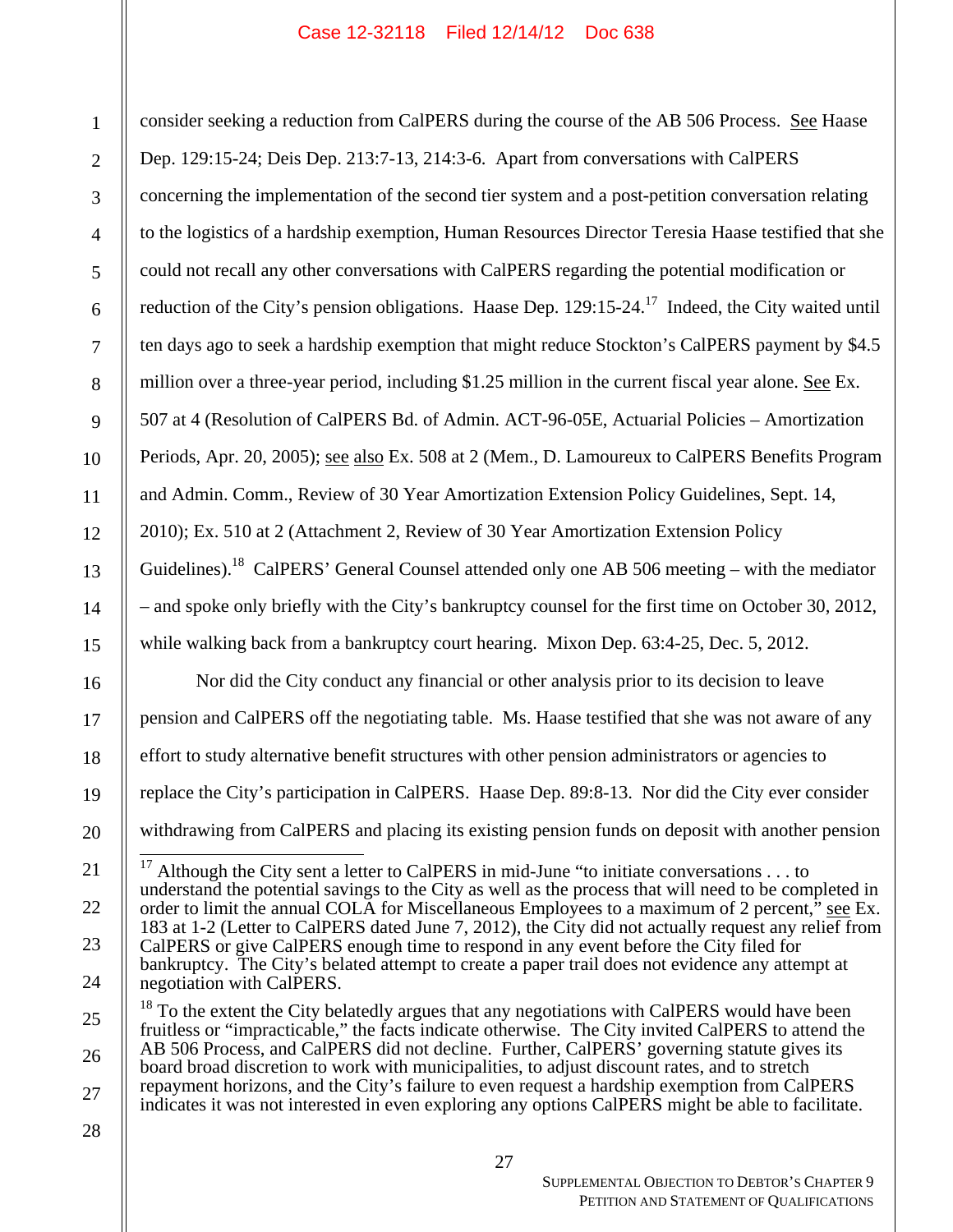consider seeking a reduction from CalPERS during the course of the AB 506 Process. See Haase Dep. 129:15-24; Deis Dep. 213:7-13, 214:3-6. Apart from conversations with CalPERS concerning the implementation of the second tier system and a post-petition conversation relating to the logistics of a hardship exemption, Human Resources Director Teresia Haase testified that she could not recall any other conversations with CalPERS regarding the potential modification or reduction of the City's pension obligations. Haase Dep. 129:15-24.[17] Indeed, the City waited until ten days ago to seek a hardship exemption that might reduce Stockton's CalPERS payment by $4.5 million over a three-year period, including $1.25 million in the current fiscal year alone. See Ex. 507 at 4 (Resolution of CalPERS Bd. of Admin. ACT-96-05E, Actuarial Policies – Amortization Periods, Apr. 20, 2005); see also Ex. 508 at 2 (Mem., D. Lamoureux to CalPERS Benefits Program and Admin. Comm., Review of 30 Year Amortization Extension Policy Guidelines, Sept. 14, 2010); Ex. 510 at 2 (Attachment 2, Review of 30 Year Amortization Extension Policy Guidelines).[18] CalPERS' General Counsel attended only one AB 506 meeting – with the mediator – and spoke only briefly with the City's bankruptcy counsel for the first time on October 30, 2012, while walking back from a bankruptcy court hearing. Mixon Dep. 63:4-25, Dec. 5, 2012.

Nor did the City conduct any financial or other analysis prior to its decision to leave pension and CalPERS off the negotiating table. Ms. Haase testified that she was not aware of any effort to study alternative benefit structures with other pension administrators or agencies to replace the City's participation in CalPERS. Haase Dep. 89:8-13. Nor did the City ever consider withdrawing from CalPERS and placing its existing pension funds on deposit with another pension

---

[17] Although the City sent a letter to CalPERS in mid-June "to initiate conversations . . . to understand the potential savings to the City as well as the process that will need to be completed in order to limit the annual COLA for Miscellaneous Employees to a maximum of 2 percent," see Ex. 183 at 1-2 (Letter to CalPERS dated June 7, 2012), the City did not actually request any relief from CalPERS or give CalPERS enough time to respond in any event before the City filed for bankruptcy. The City's belated attempt to create a paper trail does not evidence any attempt at negotiation with CalPERS.

[18] To the extent the City belatedly argues that any negotiations with CalPERS would have been fruitless or "impracticable," the facts indicate otherwise. The City invited CalPERS to attend the AB 506 Process, and CalPERS did not decline. Further, CalPERS' governing statute gives its board broad discretion to work with municipalities, to adjust discount rates, and to stretch repayment horizons, and the City's failure to even request a hardship exemption from CalPERS indicates it was not interested in even exploring any options CalPERS might be able to facilitate.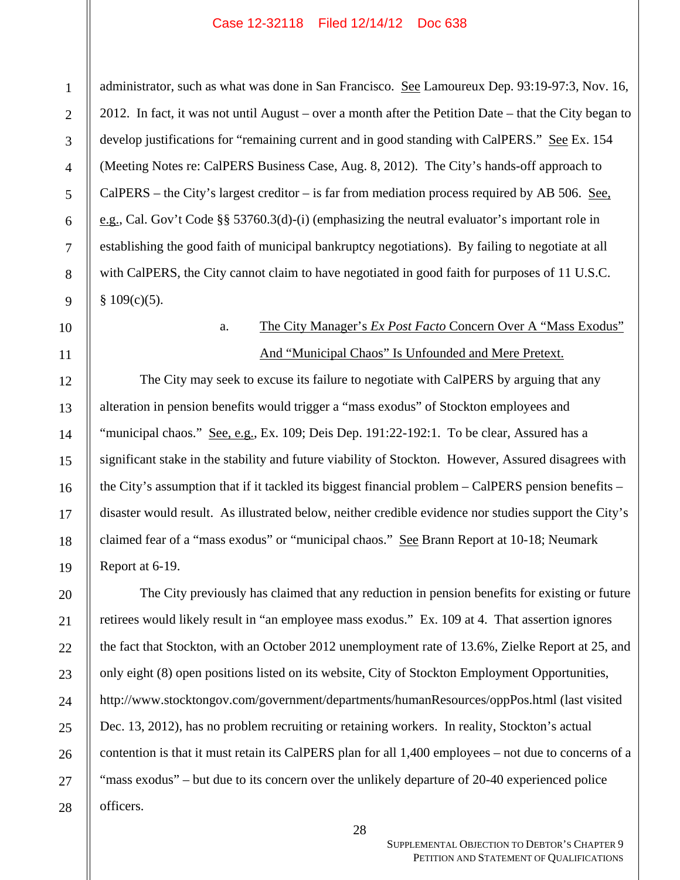administrator, such as what was done in San Francisco. See Lamoureux Dep. 93:19-97:3, Nov. 16, 2012. In fact, it was not until August – over a month after the Petition Date – that the City began to develop justifications for "remaining current and in good standing with CalPERS." See Ex. 154 (Meeting Notes re: CalPERS Business Case, Aug. 8, 2012). The City's hands-off approach to CalPERS – the City's largest creditor – is far from mediation process required by AB 506. See, e.g., Cal. Gov't Code §§ 53760.3(d)-(i) (emphasizing the neutral evaluator's important role in establishing the good faith of municipal bankruptcy negotiations). By failing to negotiate at all with CalPERS, the City cannot claim to have negotiated in good faith for purposes of 11 U.S.C. § 109(c)(5).

a. The City Manager's *Ex Post Facto* Concern Over A "Mass Exodus" And "Municipal Chaos" Is Unfounded and Mere Pretext.

The City may seek to excuse its failure to negotiate with CalPERS by arguing that any alteration in pension benefits would trigger a "mass exodus" of Stockton employees and "municipal chaos." See, e.g., Ex. 109; Deis Dep. 191:22-192:1. To be clear, Assured has a significant stake in the stability and future viability of Stockton. However, Assured disagrees with the City's assumption that if it tackled its biggest financial problem – CalPERS pension benefits – disaster would result. As illustrated below, neither credible evidence nor studies support the City's claimed fear of a "mass exodus" or "municipal chaos." See Brann Report at 10-18; Neumark Report at 6-19.

The City previously has claimed that any reduction in pension benefits for existing or future retirees would likely result in "an employee mass exodus." Ex. 109 at 4. That assertion ignores the fact that Stockton, with an October 2012 unemployment rate of 13.6%, Zielke Report at 25, and only eight (8) open positions listed on its website, City of Stockton Employment Opportunities, http://www.stocktongov.com/government/departments/humanResources/oppPos.html (last visited Dec. 13, 2012), has no problem recruiting or retaining workers. In reality, Stockton's actual contention is that it must retain its CalPERS plan for all 1,400 employees – not due to concerns of a "mass exodus" – but due to its concern over the unlikely departure of 20-40 experienced police officers.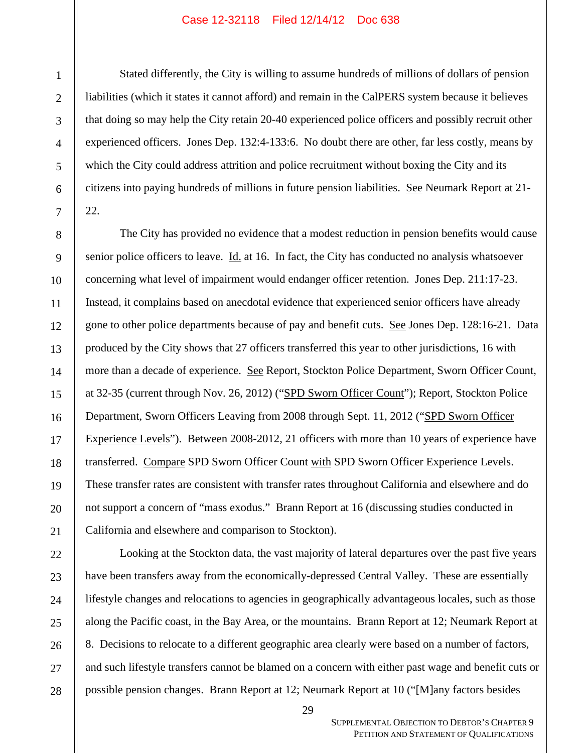Stated differently, the City is willing to assume hundreds of millions of dollars of pension liabilities (which it states it cannot afford) and remain in the CalPERS system because it believes that doing so may help the City retain 20-40 experienced police officers and possibly recruit other experienced officers. Jones Dep. 132:4-133:6. No doubt there are other, far less costly, means by which the City could address attrition and police recruitment without boxing the City and its citizens into paying hundreds of millions in future pension liabilities. See Neumark Report at 21-22.

The City has provided no evidence that a modest reduction in pension benefits would cause senior police officers to leave. Id. at 16. In fact, the City has conducted no analysis whatsoever concerning what level of impairment would endanger officer retention. Jones Dep. 211:17-23. Instead, it complains based on anecdotal evidence that experienced senior officers have already gone to other police departments because of pay and benefit cuts. See Jones Dep. 128:16-21. Data produced by the City shows that 27 officers transferred this year to other jurisdictions, 16 with more than a decade of experience. See Report, Stockton Police Department, Sworn Officer Count, at 32-35 (current through Nov. 26, 2012) ("SPD Sworn Officer Count"); Report, Stockton Police Department, Sworn Officers Leaving from 2008 through Sept. 11, 2012 ("SPD Sworn Officer Experience Levels"). Between 2008-2012, 21 officers with more than 10 years of experience have transferred. Compare SPD Sworn Officer Count with SPD Sworn Officer Experience Levels. These transfer rates are consistent with transfer rates throughout California and elsewhere and do not support a concern of "mass exodus." Brann Report at 16 (discussing studies conducted in California and elsewhere and comparison to Stockton).

Looking at the Stockton data, the vast majority of lateral departures over the past five years have been transfers away from the economically-depressed Central Valley. These are essentially lifestyle changes and relocations to agencies in geographically advantageous locales, such as those along the Pacific coast, in the Bay Area, or the mountains. Brann Report at 12; Neumark Report at 8. Decisions to relocate to a different geographic area clearly were based on a number of factors, and such lifestyle transfers cannot be blamed on a concern with either past wage and benefit cuts or possible pension changes. Brann Report at 12; Neumark Report at 10 ("[M]any factors besides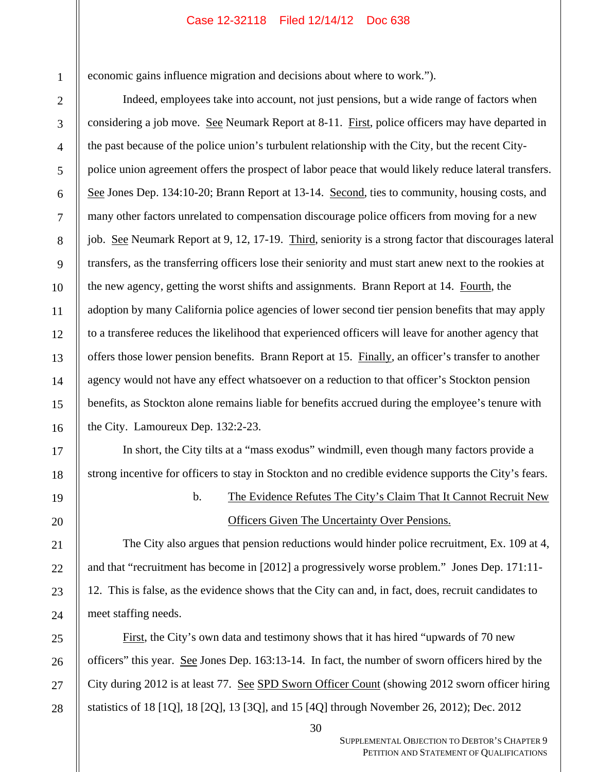economic gains influence migration and decisions about where to work.").

Indeed, employees take into account, not just pensions, but a wide range of factors when considering a job move. See Neumark Report at 8-11. First, police officers may have departed in the past because of the police union's turbulent relationship with the City, but the recent City-police union agreement offers the prospect of labor peace that would likely reduce lateral transfers. See Jones Dep. 134:10-20; Brann Report at 13-14. Second, ties to community, housing costs, and many other factors unrelated to compensation discourage police officers from moving for a new job. See Neumark Report at 9, 12, 17-19. Third, seniority is a strong factor that discourages lateral transfers, as the transferring officers lose their seniority and must start anew next to the rookies at the new agency, getting the worst shifts and assignments. Brann Report at 14. Fourth, the adoption by many California police agencies of lower second tier pension benefits that may apply to a transferee reduces the likelihood that experienced officers will leave for another agency that offers those lower pension benefits. Brann Report at 15. Finally, an officer's transfer to another agency would not have any effect whatsoever on a reduction to that officer's Stockton pension benefits, as Stockton alone remains liable for benefits accrued during the employee's tenure with the City. Lamoureux Dep. 132:2-23.

In short, the City tilts at a "mass exodus" windmill, even though many factors provide a strong incentive for officers to stay in Stockton and no credible evidence supports the City's fears.

b. The Evidence Refutes The City's Claim That It Cannot Recruit New Officers Given The Uncertainty Over Pensions.

The City also argues that pension reductions would hinder police recruitment, Ex. 109 at 4, and that "recruitment has become in [2012] a progressively worse problem." Jones Dep. 171:11-12. This is false, as the evidence shows that the City can and, in fact, does, recruit candidates to meet staffing needs.

First, the City's own data and testimony shows that it has hired "upwards of 70 new officers" this year. See Jones Dep. 163:13-14. In fact, the number of sworn officers hired by the City during 2012 is at least 77. See SPD Sworn Officer Count (showing 2012 sworn officer hiring statistics of 18 [1Q], 18 [2Q], 13 [3Q], and 15 [4Q] through November 26, 2012); Dec. 2012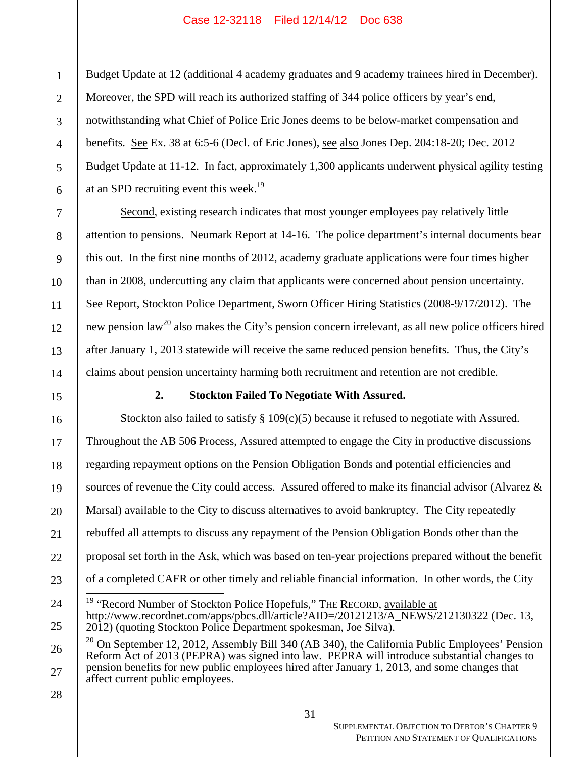Budget Update at 12 (additional 4 academy graduates and 9 academy trainees hired in December). Moreover, the SPD will reach its authorized staffing of 344 police officers by year's end, notwithstanding what Chief of Police Eric Jones deems to be below-market compensation and benefits. See Ex. 38 at 6:5-6 (Decl. of Eric Jones), see also Jones Dep. 204:18-20; Dec. 2012 Budget Update at 11-12. In fact, approximately 1,300 applicants underwent physical agility testing at an SPD recruiting event this week.[19]

Second, existing research indicates that most younger employees pay relatively little attention to pensions. Neumark Report at 14-16. The police department's internal documents bear this out. In the first nine months of 2012, academy graduate applications were four times higher than in 2008, undercutting any claim that applicants were concerned about pension uncertainty. See Report, Stockton Police Department, Sworn Officer Hiring Statistics (2008-9/17/2012). The new pension law[20] also makes the City's pension concern irrelevant, as all new police officers hired after January 1, 2013 statewide will receive the same reduced pension benefits. Thus, the City's claims about pension uncertainty harming both recruitment and retention are not credible.

### 2. Stockton Failed To Negotiate With Assured.

Stockton also failed to satisfy § 109(c)(5) because it refused to negotiate with Assured. Throughout the AB 506 Process, Assured attempted to engage the City in productive discussions regarding repayment options on the Pension Obligation Bonds and potential efficiencies and sources of revenue the City could access. Assured offered to make its financial advisor (Alvarez & Marsal) available to the City to discuss alternatives to avoid bankruptcy. The City repeatedly rebuffed all attempts to discuss any repayment of the Pension Obligation Bonds other than the proposal set forth in the Ask, which was based on ten-year projections prepared without the benefit of a completed CAFR or other timely and reliable financial information. In other words, the City

---

[19] "Record Number of Stockton Police Hopefuls," THE RECORD, available at http://www.recordnet.com/apps/pbcs.dll/article?AID=/20121213/A_NEWS/212130322 (Dec. 13, 2012) (quoting Stockton Police Department spokesman, Joe Silva).

[20] On September 12, 2012, Assembly Bill 340 (AB 340), the California Public Employees' Pension Reform Act of 2013 (PEPRA) was signed into law. PEPRA will introduce substantial changes to pension benefits for new public employees hired after January 1, 2013, and some changes that affect current public employees.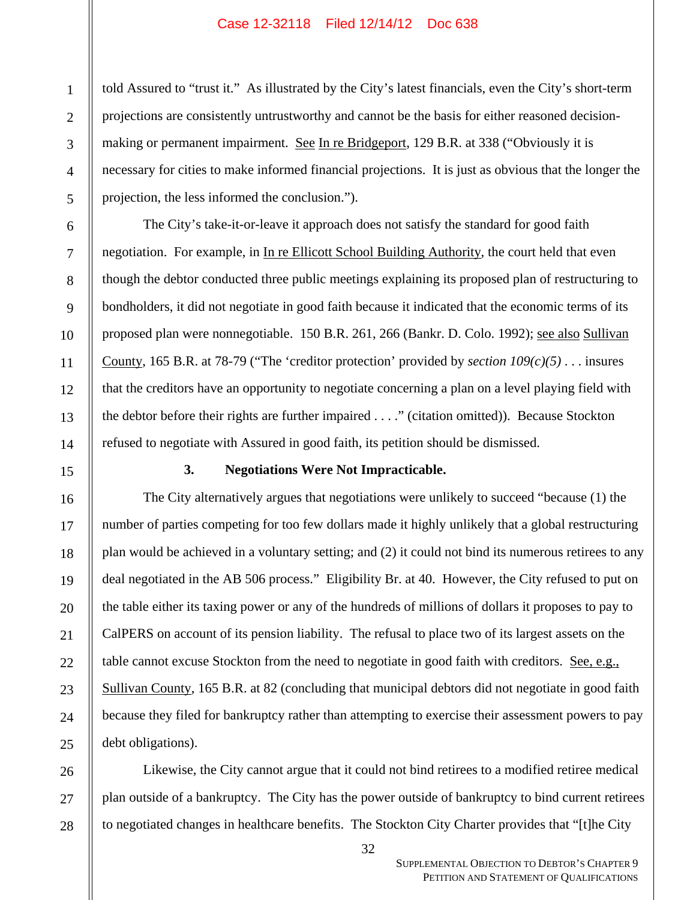told Assured to "trust it." As illustrated by the City's latest financials, even the City's short-term projections are consistently untrustworthy and cannot be the basis for either reasoned decision-making or permanent impairment. See In re Bridgeport, 129 B.R. at 338 ("Obviously it is necessary for cities to make informed financial projections. It is just as obvious that the longer the projection, the less informed the conclusion.").

The City's take-it-or-leave it approach does not satisfy the standard for good faith negotiation. For example, in In re Ellicott School Building Authority, the court held that even though the debtor conducted three public meetings explaining its proposed plan of restructuring to bondholders, it did not negotiate in good faith because it indicated that the economic terms of its proposed plan were nonnegotiable. 150 B.R. 261, 266 (Bankr. D. Colo. 1992); see also Sullivan County, 165 B.R. at 78-79 ("The 'creditor protection' provided by *section 109(c)(5)* . . . insures that the creditors have an opportunity to negotiate concerning a plan on a level playing field with the debtor before their rights are further impaired . . . ." (citation omitted)). Because Stockton refused to negotiate with Assured in good faith, its petition should be dismissed.

### 3. Negotiations Were Not Impracticable.

The City alternatively argues that negotiations were unlikely to succeed "because (1) the number of parties competing for too few dollars made it highly unlikely that a global restructuring plan would be achieved in a voluntary setting; and (2) it could not bind its numerous retirees to any deal negotiated in the AB 506 process." Eligibility Br. at 40. However, the City refused to put on the table either its taxing power or any of the hundreds of millions of dollars it proposes to pay to CalPERS on account of its pension liability. The refusal to place two of its largest assets on the table cannot excuse Stockton from the need to negotiate in good faith with creditors. See, e.g., Sullivan County, 165 B.R. at 82 (concluding that municipal debtors did not negotiate in good faith because they filed for bankruptcy rather than attempting to exercise their assessment powers to pay debt obligations).

Likewise, the City cannot argue that it could not bind retirees to a modified retiree medical plan outside of a bankruptcy. The City has the power outside of bankruptcy to bind current retirees to negotiated changes in healthcare benefits. The Stockton City Charter provides that "[t]he City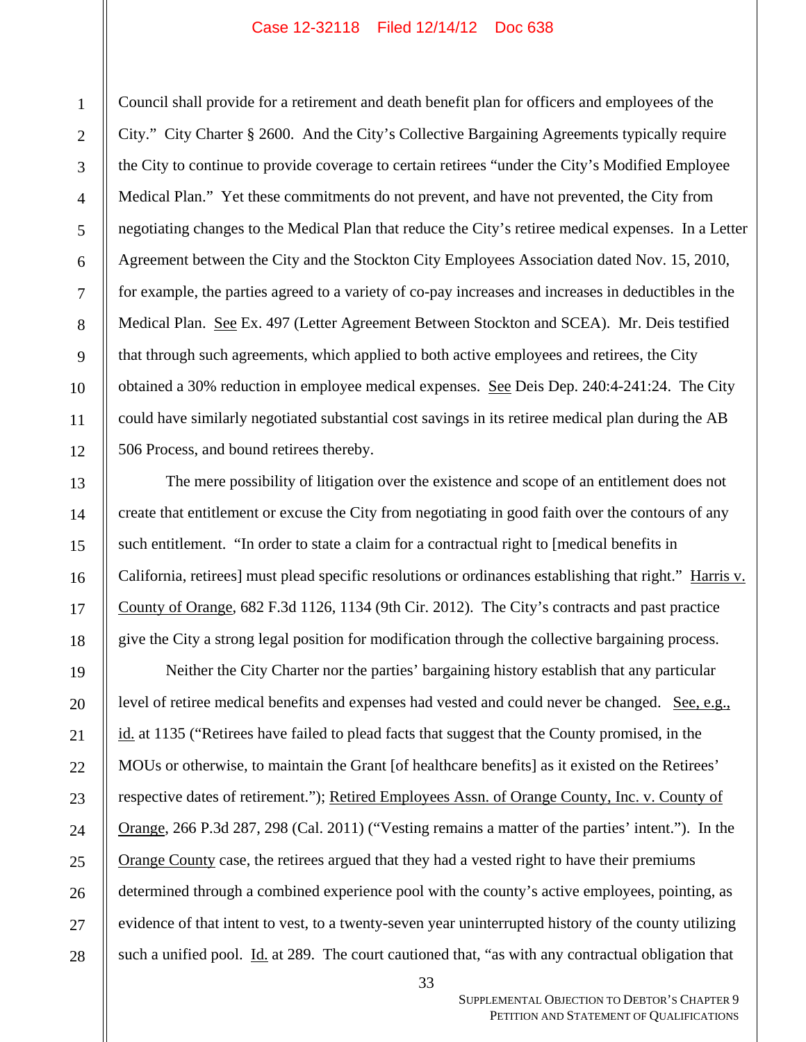Council shall provide for a retirement and death benefit plan for officers and employees of the City." City Charter § 2600. And the City's Collective Bargaining Agreements typically require the City to continue to provide coverage to certain retirees "under the City's Modified Employee Medical Plan." Yet these commitments do not prevent, and have not prevented, the City from negotiating changes to the Medical Plan that reduce the City's retiree medical expenses. In a Letter Agreement between the City and the Stockton City Employees Association dated Nov. 15, 2010, for example, the parties agreed to a variety of co-pay increases and increases in deductibles in the Medical Plan. See Ex. 497 (Letter Agreement Between Stockton and SCEA). Mr. Deis testified that through such agreements, which applied to both active employees and retirees, the City obtained a 30% reduction in employee medical expenses. See Deis Dep. 240:4-241:24. The City could have similarly negotiated substantial cost savings in its retiree medical plan during the AB 506 Process, and bound retirees thereby.

The mere possibility of litigation over the existence and scope of an entitlement does not create that entitlement or excuse the City from negotiating in good faith over the contours of any such entitlement. "In order to state a claim for a contractual right to [medical benefits in California, retirees] must plead specific resolutions or ordinances establishing that right." Harris v. County of Orange, 682 F.3d 1126, 1134 (9th Cir. 2012). The City's contracts and past practice give the City a strong legal position for modification through the collective bargaining process.

Neither the City Charter nor the parties' bargaining history establish that any particular level of retiree medical benefits and expenses had vested and could never be changed. See, e.g., id. at 1135 ("Retirees have failed to plead facts that suggest that the County promised, in the MOUs or otherwise, to maintain the Grant [of healthcare benefits] as it existed on the Retirees' respective dates of retirement."); Retired Employees Assn. of Orange County, Inc. v. County of Orange, 266 P.3d 287, 298 (Cal. 2011) ("Vesting remains a matter of the parties' intent."). In the Orange County case, the retirees argued that they had a vested right to have their premiums determined through a combined experience pool with the county's active employees, pointing, as evidence of that intent to vest, to a twenty-seven year uninterrupted history of the county utilizing such a unified pool. Id. at 289. The court cautioned that, "as with any contractual obligation that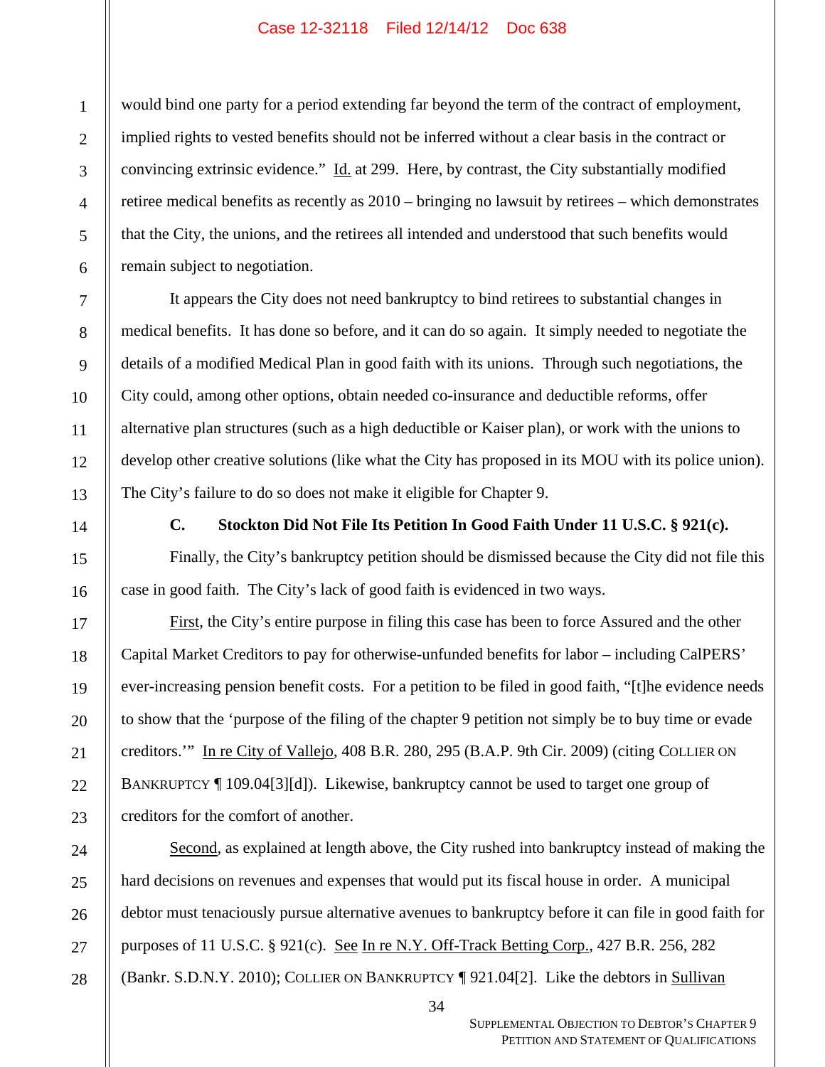would bind one party for a period extending far beyond the term of the contract of employment, implied rights to vested benefits should not be inferred without a clear basis in the contract or convincing extrinsic evidence." Id. at 299. Here, by contrast, the City substantially modified retiree medical benefits as recently as 2010 – bringing no lawsuit by retirees – which demonstrates that the City, the unions, and the retirees all intended and understood that such benefits would remain subject to negotiation.

It appears the City does not need bankruptcy to bind retirees to substantial changes in medical benefits. It has done so before, and it can do so again. It simply needed to negotiate the details of a modified Medical Plan in good faith with its unions. Through such negotiations, the City could, among other options, obtain needed co-insurance and deductible reforms, offer alternative plan structures (such as a high deductible or Kaiser plan), or work with the unions to develop other creative solutions (like what the City has proposed in its MOU with its police union). The City's failure to do so does not make it eligible for Chapter 9.

### C. Stockton Did Not File Its Petition In Good Faith Under 11 U.S.C. § 921(c).

Finally, the City's bankruptcy petition should be dismissed because the City did not file this case in good faith. The City's lack of good faith is evidenced in two ways.

First, the City's entire purpose in filing this case has been to force Assured and the other Capital Market Creditors to pay for otherwise-unfunded benefits for labor – including CalPERS' ever-increasing pension benefit costs. For a petition to be filed in good faith, "[t]he evidence needs to show that the 'purpose of the filing of the chapter 9 petition not simply be to buy time or evade creditors.'" In re City of Vallejo, 408 B.R. 280, 295 (B.A.P. 9th Cir. 2009) (citing COLLIER ON BANKRUPTCY ¶ 109.04[3][d]). Likewise, bankruptcy cannot be used to target one group of creditors for the comfort of another.

Second, as explained at length above, the City rushed into bankruptcy instead of making the hard decisions on revenues and expenses that would put its fiscal house in order. A municipal debtor must tenaciously pursue alternative avenues to bankruptcy before it can file in good faith for purposes of 11 U.S.C. § 921(c). See In re N.Y. Off-Track Betting Corp., 427 B.R. 256, 282 (Bankr. S.D.N.Y. 2010); COLLIER ON BANKRUPTCY ¶ 921.04[2]. Like the debtors in Sullivan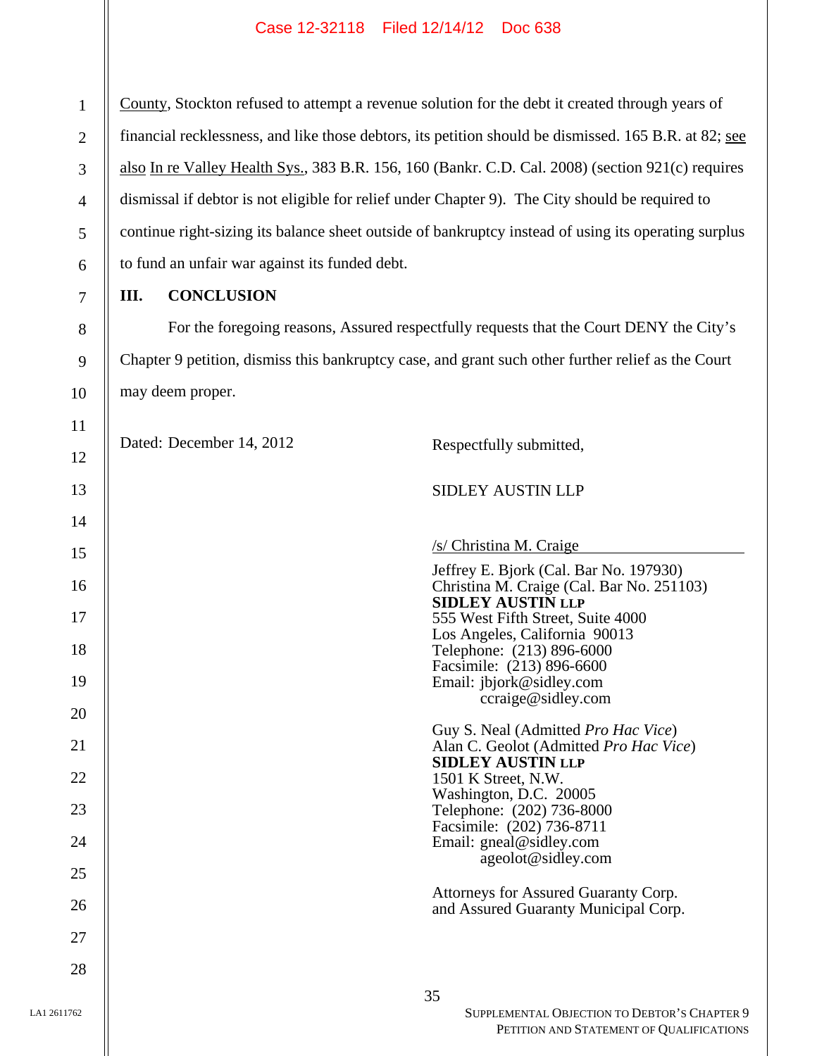County, Stockton refused to attempt a revenue solution for the debt it created through years of financial recklessness, and like those debtors, its petition should be dismissed. 165 B.R. at 82; see also In re Valley Health Sys., 383 B.R. 156, 160 (Bankr. C.D. Cal. 2008) (section 921(c) requires dismissal if debtor is not eligible for relief under Chapter 9). The City should be required to continue right-sizing its balance sheet outside of bankruptcy instead of using its operating surplus to fund an unfair war against its funded debt.

## III. CONCLUSION

For the foregoing reasons, Assured respectfully requests that the Court DENY the City's Chapter 9 petition, dismiss this bankruptcy case, and grant such other further relief as the Court may deem proper.

Dated: December 14, 2012

Respectfully submitted,

SIDLEY AUSTIN LLP

/s/ Christina M. Craige

Jeffrey E. Bjork (Cal. Bar No. 197930)
Christina M. Craige (Cal. Bar No. 251103)
**SIDLEY AUSTIN LLP**
555 West Fifth Street, Suite 4000
Los Angeles, California 90013
Telephone: (213) 896-6000
Facsimile: (213) 896-6600
Email: jbjork@sidley.com
ccraige@sidley.com

Guy S. Neal (Admitted *Pro Hac Vice*)
Alan C. Geolot (Admitted *Pro Hac Vice*)
**SIDLEY AUSTIN LLP**
1501 K Street, N.W.
Washington, D.C. 20005
Telephone: (202) 736-8000
Facsimile: (202) 736-8711
Email: gneal@sidley.com
ageolot@sidley.com

Attorneys for Assured Guaranty Corp.
and Assured Guaranty Municipal Corp.